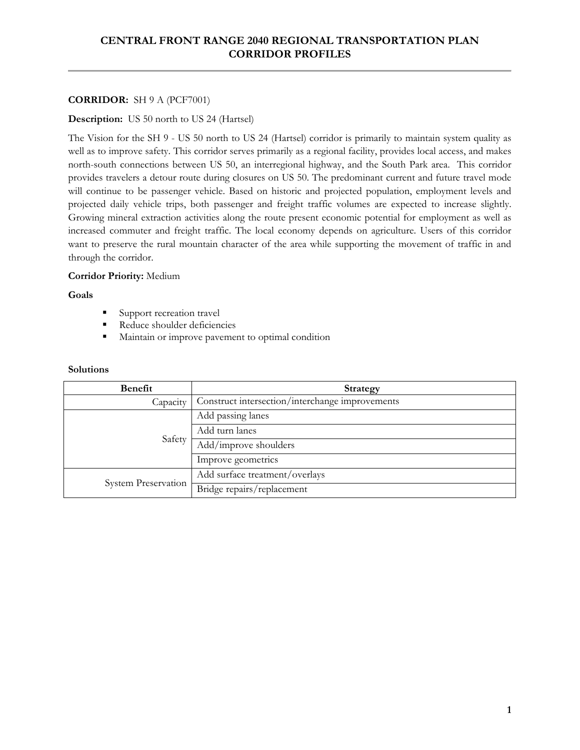# CENTRAL FRONT RANGE 2040 REGIONAL TRANSPORTATION PLAN CORRIDOR PROFILES

**CORRIDOR:** SH 9 A (PCF7001)

**Description:** US 50 north to US 24 (Hartsel)

The Vision for the SH 9 - US 50 north to US 24 (Hartsel) corridor is primarily to maintain system quality as well as to improve safety. This corridor serves primarily as a regional facility, provides local access, and makes north-south connections between US 50, an interregional highway, and the South Park area. This corridor provides travelers a detour route during closures on US 50. The predominant current and future travel mode will continue to be passenger vehicle. Based on historic and projected population, employment levels and projected daily vehicle trips, both passenger and freight traffic volumes are expected to increase slightly. Growing mineral extraction activities along the route present economic potential for employment as well as increased commuter and freight traffic. The local economy depends on agriculture. Users of this corridor want to preserve the rural mountain character of the area while supporting the movement of traffic in and through the corridor.

**Corridor Priority:** Medium

**Goals**

- Support recreation travel
- Reduce shoulder deficiencies
- Maintain or improve pavement to optimal condition

**Solutions**

| Benefit | Strategy |
|---|---|
| Capacity | Construct intersection/interchange improvements |
| Safety | Add passing lanes |
| | Add turn lanes |
| | Add/improve shoulders |
| | Improve geometrics |
| System Preservation | Add surface treatment/overlays |
| | Bridge repairs/replacement |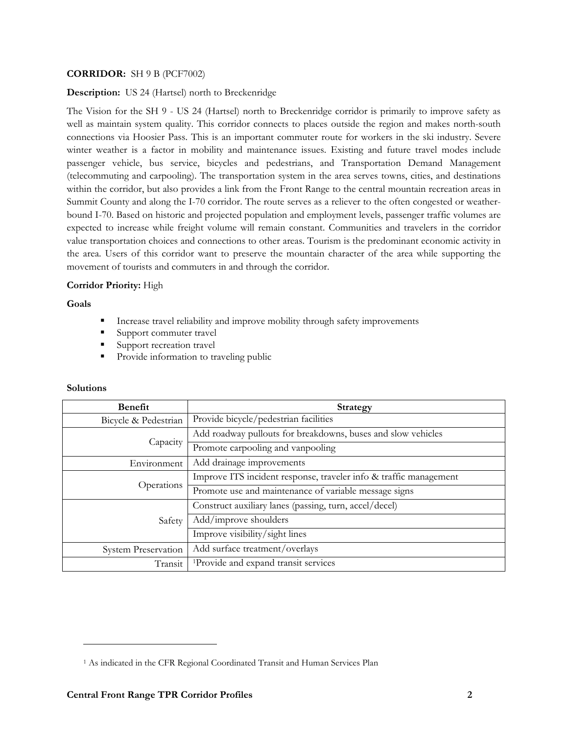**CORRIDOR:** SH 9 B (PCF7002)

**Description:** US 24 (Hartsel) north to Breckenridge

The Vision for the SH 9 - US 24 (Hartsel) north to Breckenridge corridor is primarily to improve safety as well as maintain system quality. This corridor connects to places outside the region and makes north-south connections via Hoosier Pass. This is an important commuter route for workers in the ski industry. Severe winter weather is a factor in mobility and maintenance issues. Existing and future travel modes include passenger vehicle, bus service, bicycles and pedestrians, and Transportation Demand Management (telecommuting and carpooling). The transportation system in the area serves towns, cities, and destinations within the corridor, but also provides a link from the Front Range to the central mountain recreation areas in Summit County and along the I-70 corridor. The route serves as a reliever to the often congested or weather-bound I-70. Based on historic and projected population and employment levels, passenger traffic volumes are expected to increase while freight volume will remain constant. Communities and travelers in the corridor value transportation choices and connections to other areas. Tourism is the predominant economic activity in the area. Users of this corridor want to preserve the mountain character of the area while supporting the movement of tourists and commuters in and through the corridor.

**Corridor Priority:** High

**Goals**

- Increase travel reliability and improve mobility through safety improvements
- Support commuter travel
- Support recreation travel
- Provide information to traveling public

**Solutions**

| Benefit | Strategy |
|---|---|
| Bicycle & Pedestrian | Provide bicycle/pedestrian facilities |
| Capacity | Add roadway pullouts for breakdowns, buses and slow vehicles |
| | Promote carpooling and vanpooling |
| Environment | Add drainage improvements |
| Operations | Improve ITS incident response, traveler info & traffic management |
| | Promote use and maintenance of variable message signs |
| Safety | Construct auxiliary lanes (passing, turn, accel/decel) |
| | Add/improve shoulders |
| | Improve visibility/sight lines |
| System Preservation | Add surface treatment/overlays |
| Transit | [1]Provide and expand transit services |

[1] As indicated in the CFR Regional Coordinated Transit and Human Services Plan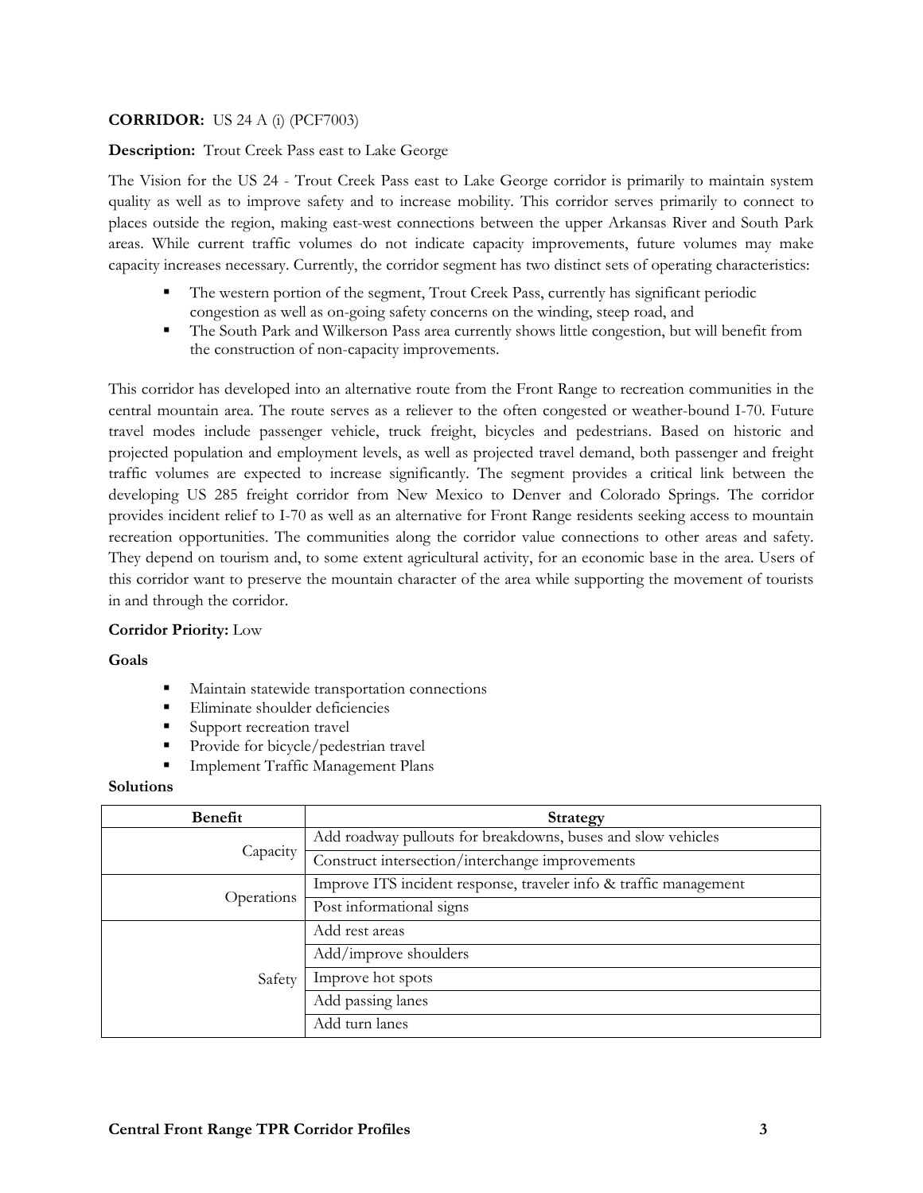**CORRIDOR:** US 24 A (i) (PCF7003)

**Description:** Trout Creek Pass east to Lake George

The Vision for the US 24 - Trout Creek Pass east to Lake George corridor is primarily to maintain system quality as well as to improve safety and to increase mobility. This corridor serves primarily to connect to places outside the region, making east-west connections between the upper Arkansas River and South Park areas. While current traffic volumes do not indicate capacity improvements, future volumes may make capacity increases necessary. Currently, the corridor segment has two distinct sets of operating characteristics:

- The western portion of the segment, Trout Creek Pass, currently has significant periodic congestion as well as on-going safety concerns on the winding, steep road, and
- The South Park and Wilkerson Pass area currently shows little congestion, but will benefit from the construction of non-capacity improvements.

This corridor has developed into an alternative route from the Front Range to recreation communities in the central mountain area. The route serves as a reliever to the often congested or weather-bound I-70. Future travel modes include passenger vehicle, truck freight, bicycles and pedestrians. Based on historic and projected population and employment levels, as well as projected travel demand, both passenger and freight traffic volumes are expected to increase significantly. The segment provides a critical link between the developing US 285 freight corridor from New Mexico to Denver and Colorado Springs. The corridor provides incident relief to I-70 as well as an alternative for Front Range residents seeking access to mountain recreation opportunities. The communities along the corridor value connections to other areas and safety. They depend on tourism and, to some extent agricultural activity, for an economic base in the area. Users of this corridor want to preserve the mountain character of the area while supporting the movement of tourists in and through the corridor.

**Corridor Priority:** Low

**Goals**

- Maintain statewide transportation connections
- Eliminate shoulder deficiencies
- Support recreation travel
- Provide for bicycle/pedestrian travel
- Implement Traffic Management Plans

**Solutions**

| Benefit | Strategy |
|---|---|
| Capacity | Add roadway pullouts for breakdowns, buses and slow vehicles |
| | Construct intersection/interchange improvements |
| Operations | Improve ITS incident response, traveler info & traffic management |
| | Post informational signs |
| Safety | Add rest areas |
| | Add/improve shoulders |
| | Improve hot spots |
| | Add passing lanes |
| | Add turn lanes |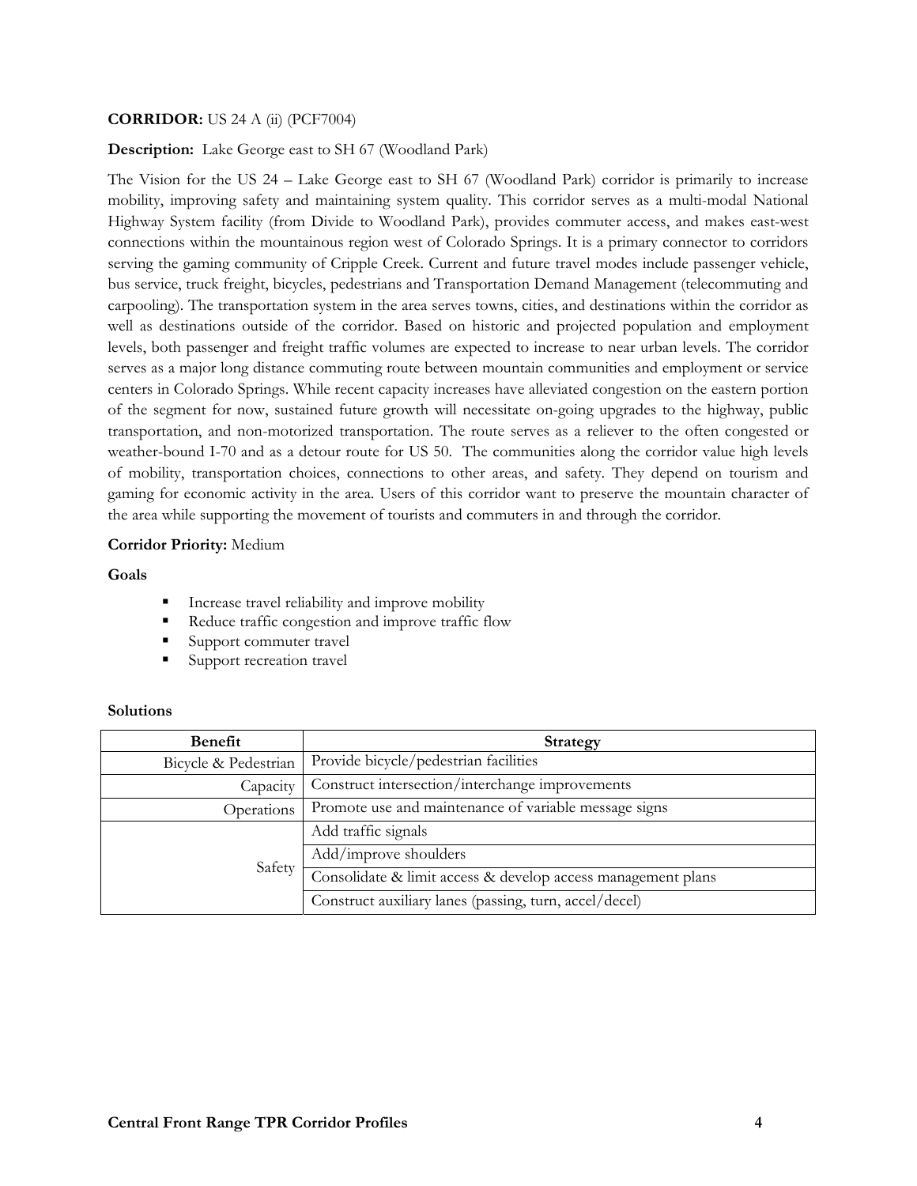**CORRIDOR:** US 24 A (ii) (PCF7004)

**Description:** Lake George east to SH 67 (Woodland Park)

The Vision for the US 24 – Lake George east to SH 67 (Woodland Park) corridor is primarily to increase mobility, improving safety and maintaining system quality. This corridor serves as a multi-modal National Highway System facility (from Divide to Woodland Park), provides commuter access, and makes east-west connections within the mountainous region west of Colorado Springs. It is a primary connector to corridors serving the gaming community of Cripple Creek. Current and future travel modes include passenger vehicle, bus service, truck freight, bicycles, pedestrians and Transportation Demand Management (telecommuting and carpooling). The transportation system in the area serves towns, cities, and destinations within the corridor as well as destinations outside of the corridor. Based on historic and projected population and employment levels, both passenger and freight traffic volumes are expected to increase to near urban levels. The corridor serves as a major long distance commuting route between mountain communities and employment or service centers in Colorado Springs. While recent capacity increases have alleviated congestion on the eastern portion of the segment for now, sustained future growth will necessitate on-going upgrades to the highway, public transportation, and non-motorized transportation. The route serves as a reliever to the often congested or weather-bound I-70 and as a detour route for US 50. The communities along the corridor value high levels of mobility, transportation choices, connections to other areas, and safety. They depend on tourism and gaming for economic activity in the area. Users of this corridor want to preserve the mountain character of the area while supporting the movement of tourists and commuters in and through the corridor.

**Corridor Priority:** Medium

**Goals**

- Increase travel reliability and improve mobility
- Reduce traffic congestion and improve traffic flow
- Support commuter travel
- Support recreation travel

**Solutions**

| Benefit | Strategy |
|---|---|
| Bicycle & Pedestrian | Provide bicycle/pedestrian facilities |
| Capacity | Construct intersection/interchange improvements |
| Operations | Promote use and maintenance of variable message signs |
| Safety | Add traffic signals |
| | Add/improve shoulders |
| | Consolidate & limit access & develop access management plans |
| | Construct auxiliary lanes (passing, turn, accel/decel) |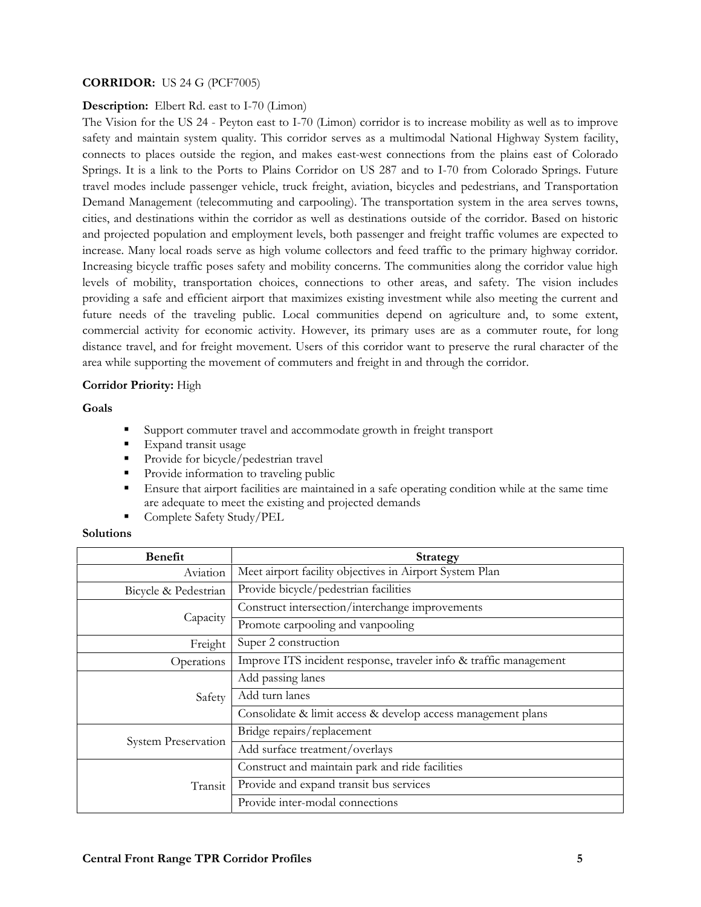**CORRIDOR:** US 24 G (PCF7005)

**Description:** Elbert Rd. east to I-70 (Limon)

The Vision for the US 24 - Peyton east to I-70 (Limon) corridor is to increase mobility as well as to improve safety and maintain system quality. This corridor serves as a multimodal National Highway System facility, connects to places outside the region, and makes east-west connections from the plains east of Colorado Springs. It is a link to the Ports to Plains Corridor on US 287 and to I-70 from Colorado Springs. Future travel modes include passenger vehicle, truck freight, aviation, bicycles and pedestrians, and Transportation Demand Management (telecommuting and carpooling). The transportation system in the area serves towns, cities, and destinations within the corridor as well as destinations outside of the corridor. Based on historic and projected population and employment levels, both passenger and freight traffic volumes are expected to increase. Many local roads serve as high volume collectors and feed traffic to the primary highway corridor. Increasing bicycle traffic poses safety and mobility concerns. The communities along the corridor value high levels of mobility, transportation choices, connections to other areas, and safety. The vision includes providing a safe and efficient airport that maximizes existing investment while also meeting the current and future needs of the traveling public. Local communities depend on agriculture and, to some extent, commercial activity for economic activity. However, its primary uses are as a commuter route, for long distance travel, and for freight movement. Users of this corridor want to preserve the rural character of the area while supporting the movement of commuters and freight in and through the corridor.

**Corridor Priority:** High

**Goals**

- Support commuter travel and accommodate growth in freight transport
- Expand transit usage
- Provide for bicycle/pedestrian travel
- Provide information to traveling public
- Ensure that airport facilities are maintained in a safe operating condition while at the same time are adequate to meet the existing and projected demands
- Complete Safety Study/PEL

**Solutions**

| Benefit | Strategy |
|---|---|
| Aviation | Meet airport facility objectives in Airport System Plan |
| Bicycle & Pedestrian | Provide bicycle/pedestrian facilities |
| Capacity | Construct intersection/interchange improvements |
| | Promote carpooling and vanpooling |
| Freight | Super 2 construction |
| Operations | Improve ITS incident response, traveler info & traffic management |
| Safety | Add passing lanes |
| | Add turn lanes |
| | Consolidate & limit access & develop access management plans |
| System Preservation | Bridge repairs/replacement |
| | Add surface treatment/overlays |
| Transit | Construct and maintain park and ride facilities |
| | Provide and expand transit bus services |
| | Provide inter-modal connections |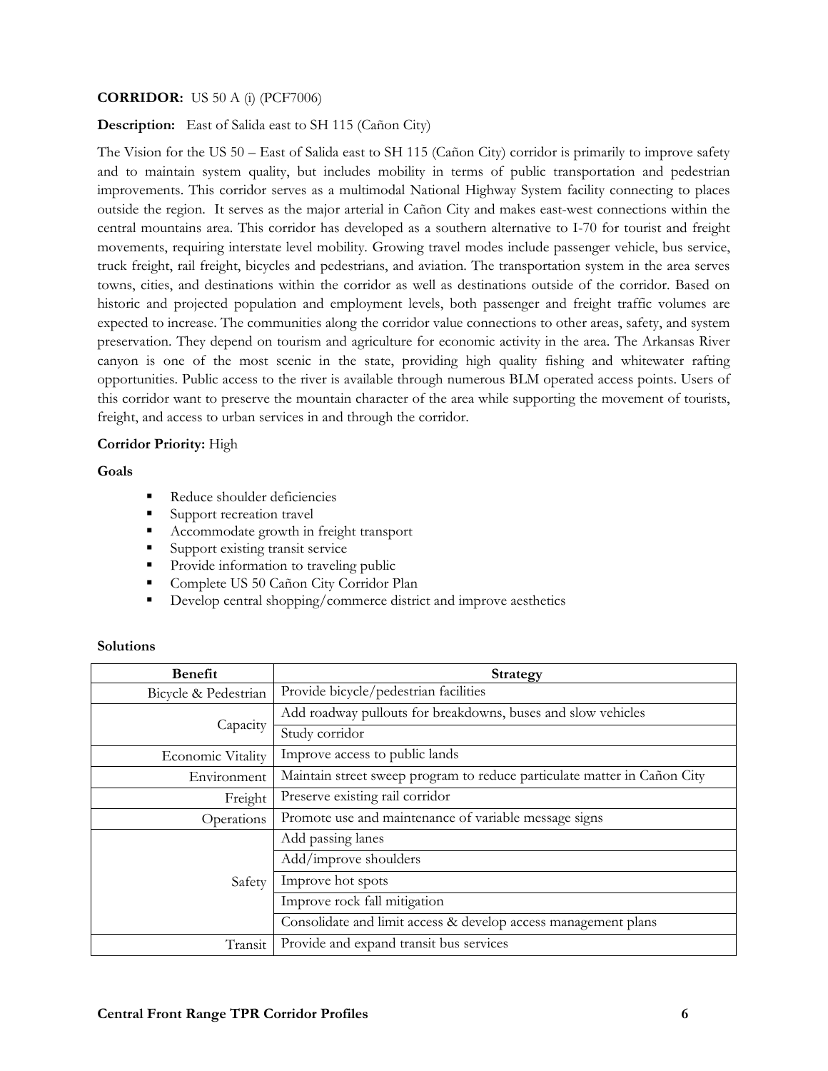**CORRIDOR:** US 50 A (i) (PCF7006)

**Description:** East of Salida east to SH 115 (Cañon City)

The Vision for the US 50 – East of Salida east to SH 115 (Cañon City) corridor is primarily to improve safety and to maintain system quality, but includes mobility in terms of public transportation and pedestrian improvements. This corridor serves as a multimodal National Highway System facility connecting to places outside the region. It serves as the major arterial in Cañon City and makes east-west connections within the central mountains area. This corridor has developed as a southern alternative to I-70 for tourist and freight movements, requiring interstate level mobility. Growing travel modes include passenger vehicle, bus service, truck freight, rail freight, bicycles and pedestrians, and aviation. The transportation system in the area serves towns, cities, and destinations within the corridor as well as destinations outside of the corridor. Based on historic and projected population and employment levels, both passenger and freight traffic volumes are expected to increase. The communities along the corridor value connections to other areas, safety, and system preservation. They depend on tourism and agriculture for economic activity in the area. The Arkansas River canyon is one of the most scenic in the state, providing high quality fishing and whitewater rafting opportunities. Public access to the river is available through numerous BLM operated access points. Users of this corridor want to preserve the mountain character of the area while supporting the movement of tourists, freight, and access to urban services in and through the corridor.

**Corridor Priority:** High

**Goals**

- Reduce shoulder deficiencies
- Support recreation travel
- Accommodate growth in freight transport
- Support existing transit service
- Provide information to traveling public
- Complete US 50 Cañon City Corridor Plan
- Develop central shopping/commerce district and improve aesthetics

**Solutions**

| Benefit | Strategy |
|---|---|
| Bicycle & Pedestrian | Provide bicycle/pedestrian facilities |
| Capacity | Add roadway pullouts for breakdowns, buses and slow vehicles |
| | Study corridor |
| Economic Vitality | Improve access to public lands |
| Environment | Maintain street sweep program to reduce particulate matter in Cañon City |
| Freight | Preserve existing rail corridor |
| Operations | Promote use and maintenance of variable message signs |
| Safety | Add passing lanes |
| | Add/improve shoulders |
| | Improve hot spots |
| | Improve rock fall mitigation |
| | Consolidate and limit access & develop access management plans |
| Transit | Provide and expand transit bus services |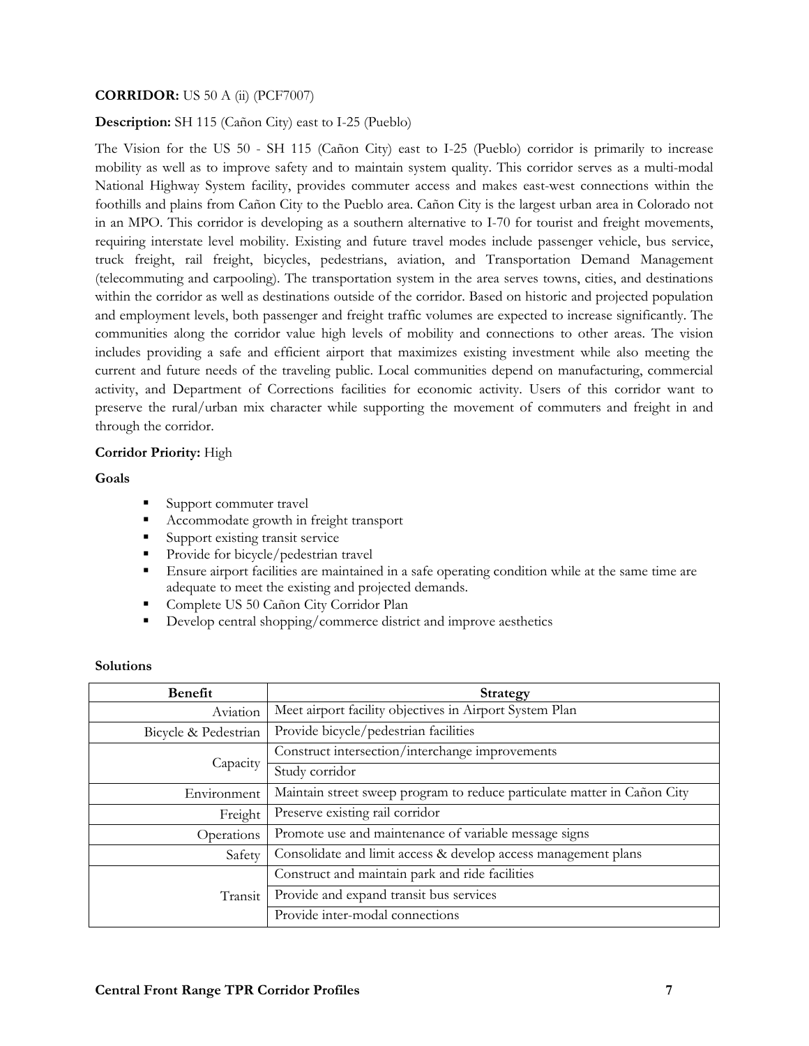**CORRIDOR:** US 50 A (ii) (PCF7007)

**Description:** SH 115 (Cañon City) east to I-25 (Pueblo)

The Vision for the US 50 - SH 115 (Cañon City) east to I-25 (Pueblo) corridor is primarily to increase mobility as well as to improve safety and to maintain system quality. This corridor serves as a multi-modal National Highway System facility, provides commuter access and makes east-west connections within the foothills and plains from Cañon City to the Pueblo area. Cañon City is the largest urban area in Colorado not in an MPO. This corridor is developing as a southern alternative to I-70 for tourist and freight movements, requiring interstate level mobility. Existing and future travel modes include passenger vehicle, bus service, truck freight, rail freight, bicycles, pedestrians, aviation, and Transportation Demand Management (telecommuting and carpooling). The transportation system in the area serves towns, cities, and destinations within the corridor as well as destinations outside of the corridor. Based on historic and projected population and employment levels, both passenger and freight traffic volumes are expected to increase significantly. The communities along the corridor value high levels of mobility and connections to other areas. The vision includes providing a safe and efficient airport that maximizes existing investment while also meeting the current and future needs of the traveling public. Local communities depend on manufacturing, commercial activity, and Department of Corrections facilities for economic activity. Users of this corridor want to preserve the rural/urban mix character while supporting the movement of commuters and freight in and through the corridor.

**Corridor Priority:** High

**Goals**

- Support commuter travel
- Accommodate growth in freight transport
- Support existing transit service
- Provide for bicycle/pedestrian travel
- Ensure airport facilities are maintained in a safe operating condition while at the same time are adequate to meet the existing and projected demands.
- Complete US 50 Cañon City Corridor Plan
- Develop central shopping/commerce district and improve aesthetics

**Solutions**

| Benefit | Strategy |
|---|---|
| Aviation | Meet airport facility objectives in Airport System Plan |
| Bicycle & Pedestrian | Provide bicycle/pedestrian facilities |
| Capacity | Construct intersection/interchange improvements |
| | Study corridor |
| Environment | Maintain street sweep program to reduce particulate matter in Cañon City |
| Freight | Preserve existing rail corridor |
| Operations | Promote use and maintenance of variable message signs |
| Safety | Consolidate and limit access & develop access management plans |
| Transit | Construct and maintain park and ride facilities |
| | Provide and expand transit bus services |
| | Provide inter-modal connections |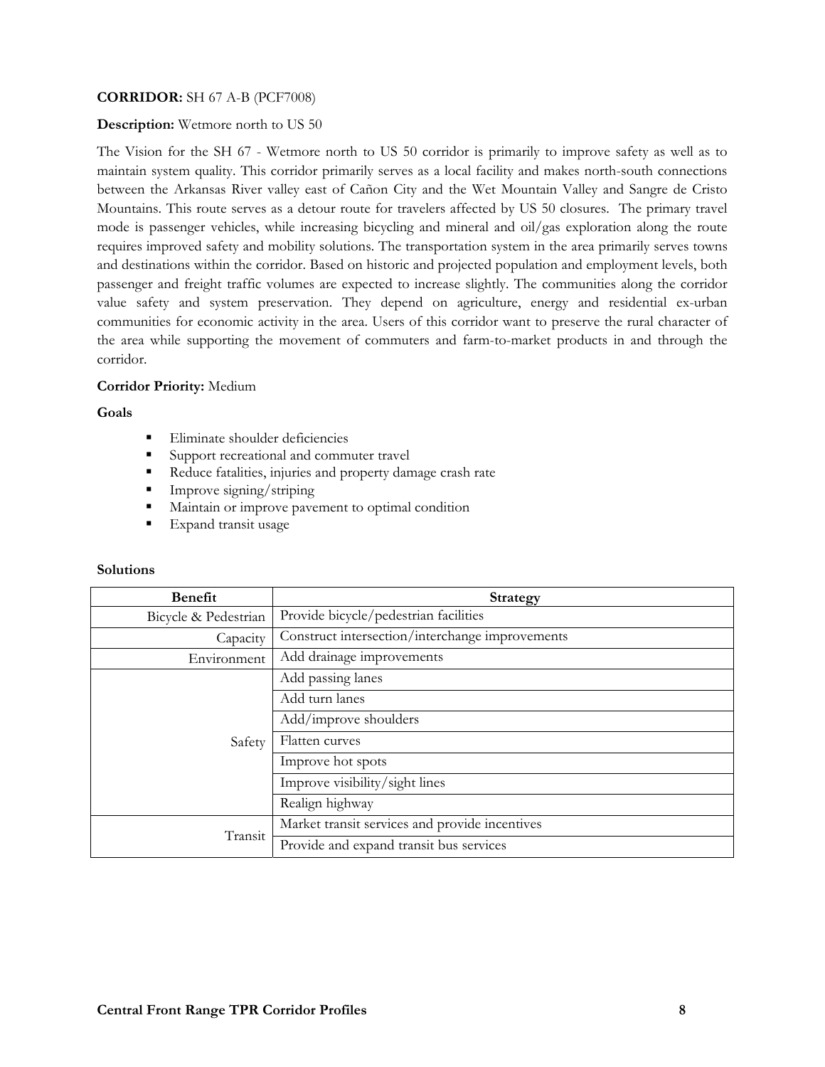**CORRIDOR:** SH 67 A-B (PCF7008)

**Description:** Wetmore north to US 50

The Vision for the SH 67 - Wetmore north to US 50 corridor is primarily to improve safety as well as to maintain system quality. This corridor primarily serves as a local facility and makes north-south connections between the Arkansas River valley east of Cañon City and the Wet Mountain Valley and Sangre de Cristo Mountains. This route serves as a detour route for travelers affected by US 50 closures. The primary travel mode is passenger vehicles, while increasing bicycling and mineral and oil/gas exploration along the route requires improved safety and mobility solutions. The transportation system in the area primarily serves towns and destinations within the corridor. Based on historic and projected population and employment levels, both passenger and freight traffic volumes are expected to increase slightly. The communities along the corridor value safety and system preservation. They depend on agriculture, energy and residential ex-urban communities for economic activity in the area. Users of this corridor want to preserve the rural character of the area while supporting the movement of commuters and farm-to-market products in and through the corridor.

**Corridor Priority:** Medium

**Goals**

- Eliminate shoulder deficiencies
- Support recreational and commuter travel
- Reduce fatalities, injuries and property damage crash rate
- Improve signing/striping
- Maintain or improve pavement to optimal condition
- Expand transit usage

**Solutions**

| Benefit | Strategy |
|---|---|
| Bicycle & Pedestrian | Provide bicycle/pedestrian facilities |
| Capacity | Construct intersection/interchange improvements |
| Environment | Add drainage improvements |
| Safety | Add passing lanes |
| | Add turn lanes |
| | Add/improve shoulders |
| | Flatten curves |
| | Improve hot spots |
| | Improve visibility/sight lines |
| | Realign highway |
| Transit | Market transit services and provide incentives |
| | Provide and expand transit bus services |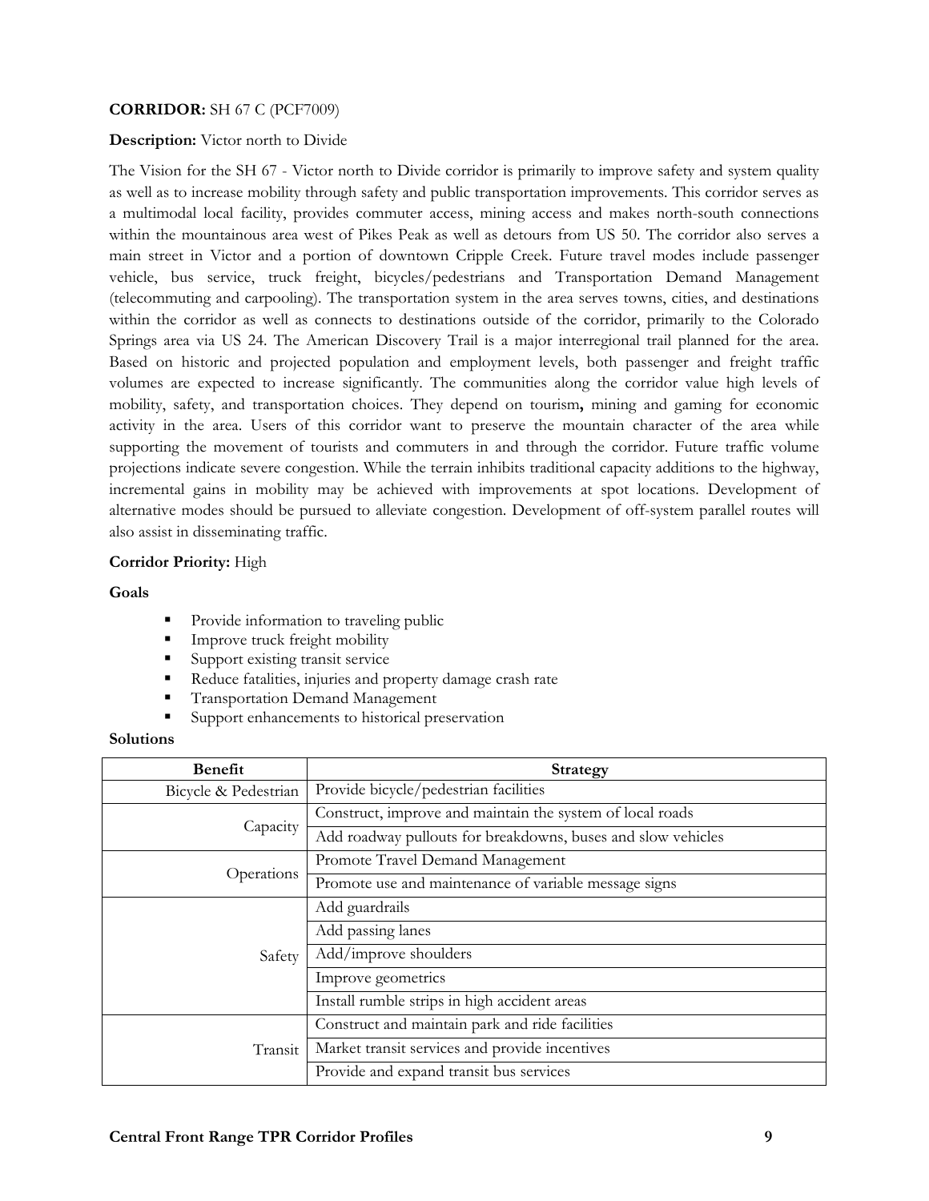**CORRIDOR:** SH 67 C (PCF7009)

**Description:** Victor north to Divide

The Vision for the SH 67 - Victor north to Divide corridor is primarily to improve safety and system quality as well as to increase mobility through safety and public transportation improvements. This corridor serves as a multimodal local facility, provides commuter access, mining access and makes north-south connections within the mountainous area west of Pikes Peak as well as detours from US 50. The corridor also serves a main street in Victor and a portion of downtown Cripple Creek. Future travel modes include passenger vehicle, bus service, truck freight, bicycles/pedestrians and Transportation Demand Management (telecommuting and carpooling). The transportation system in the area serves towns, cities, and destinations within the corridor as well as connects to destinations outside of the corridor, primarily to the Colorado Springs area via US 24. The American Discovery Trail is a major interregional trail planned for the area. Based on historic and projected population and employment levels, both passenger and freight traffic volumes are expected to increase significantly. The communities along the corridor value high levels of mobility, safety, and transportation choices. They depend on tourism**,** mining and gaming for economic activity in the area. Users of this corridor want to preserve the mountain character of the area while supporting the movement of tourists and commuters in and through the corridor. Future traffic volume projections indicate severe congestion. While the terrain inhibits traditional capacity additions to the highway, incremental gains in mobility may be achieved with improvements at spot locations. Development of alternative modes should be pursued to alleviate congestion. Development of off-system parallel routes will also assist in disseminating traffic.

**Corridor Priority:** High

**Goals**

- Provide information to traveling public
- Improve truck freight mobility
- Support existing transit service
- Reduce fatalities, injuries and property damage crash rate
- Transportation Demand Management
- Support enhancements to historical preservation

**Solutions**

| Benefit | Strategy |
|---|---|
| Bicycle & Pedestrian | Provide bicycle/pedestrian facilities |
| Capacity | Construct, improve and maintain the system of local roads |
| | Add roadway pullouts for breakdowns, buses and slow vehicles |
| Operations | Promote Travel Demand Management |
| | Promote use and maintenance of variable message signs |
| Safety | Add guardrails |
| | Add passing lanes |
| | Add/improve shoulders |
| | Improve geometrics |
| | Install rumble strips in high accident areas |
| Transit | Construct and maintain park and ride facilities |
| | Market transit services and provide incentives |
| | Provide and expand transit bus services |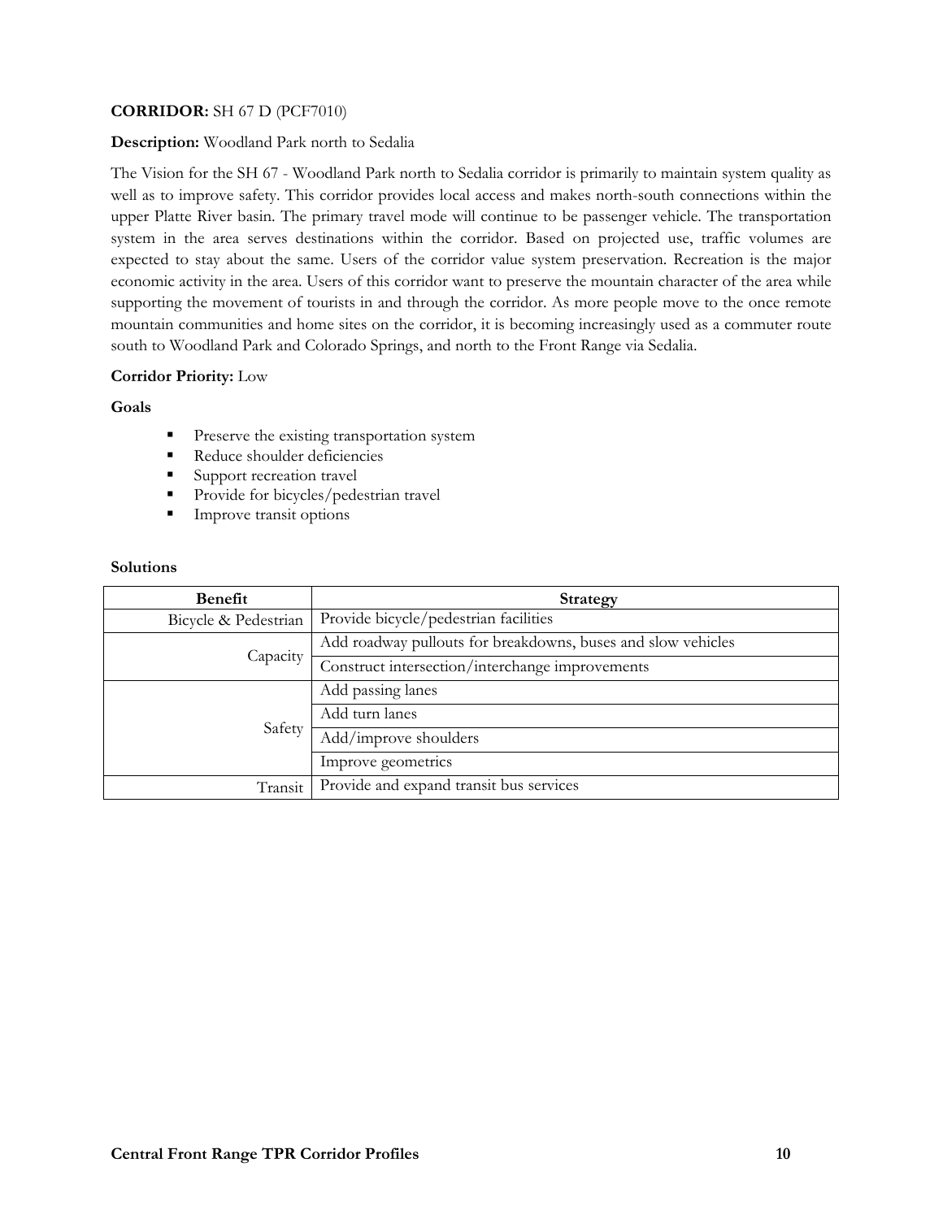**CORRIDOR:** SH 67 D (PCF7010)

**Description:** Woodland Park north to Sedalia

The Vision for the SH 67 - Woodland Park north to Sedalia corridor is primarily to maintain system quality as well as to improve safety. This corridor provides local access and makes north-south connections within the upper Platte River basin. The primary travel mode will continue to be passenger vehicle. The transportation system in the area serves destinations within the corridor. Based on projected use, traffic volumes are expected to stay about the same. Users of the corridor value system preservation. Recreation is the major economic activity in the area. Users of this corridor want to preserve the mountain character of the area while supporting the movement of tourists in and through the corridor. As more people move to the once remote mountain communities and home sites on the corridor, it is becoming increasingly used as a commuter route south to Woodland Park and Colorado Springs, and north to the Front Range via Sedalia.

**Corridor Priority:** Low

**Goals**

- Preserve the existing transportation system
- Reduce shoulder deficiencies
- Support recreation travel
- Provide for bicycles/pedestrian travel
- Improve transit options

**Solutions**

| Benefit | Strategy |
|---|---|
| Bicycle & Pedestrian | Provide bicycle/pedestrian facilities |
| Capacity | Add roadway pullouts for breakdowns, buses and slow vehicles |
| | Construct intersection/interchange improvements |
| Safety | Add passing lanes |
| | Add turn lanes |
| | Add/improve shoulders |
| | Improve geometrics |
| Transit | Provide and expand transit bus services |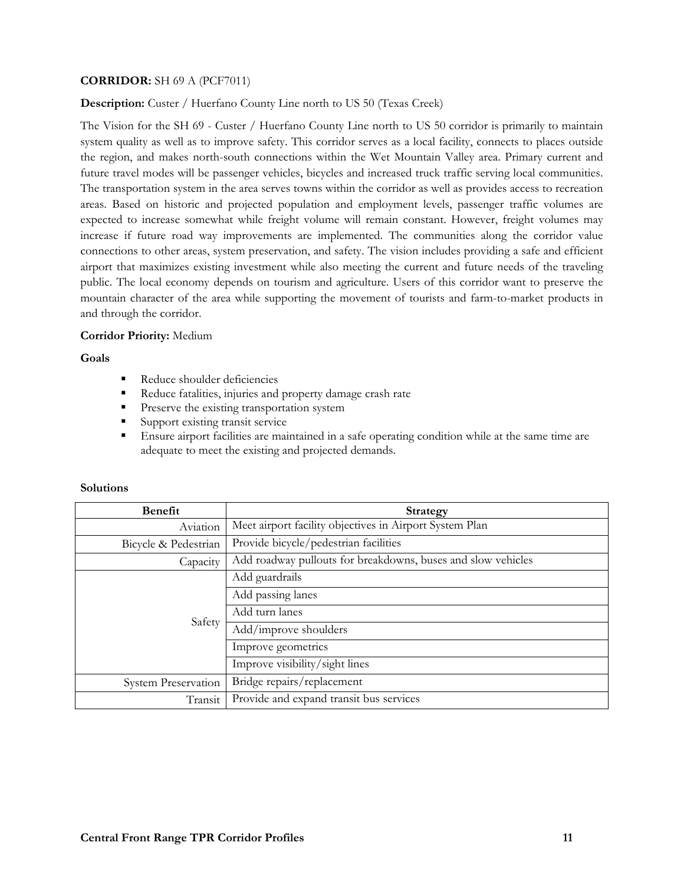**CORRIDOR:** SH 69 A (PCF7011)

**Description:** Custer / Huerfano County Line north to US 50 (Texas Creek)

The Vision for the SH 69 - Custer / Huerfano County Line north to US 50 corridor is primarily to maintain system quality as well as to improve safety. This corridor serves as a local facility, connects to places outside the region, and makes north-south connections within the Wet Mountain Valley area. Primary current and future travel modes will be passenger vehicles, bicycles and increased truck traffic serving local communities. The transportation system in the area serves towns within the corridor as well as provides access to recreation areas. Based on historic and projected population and employment levels, passenger traffic volumes are expected to increase somewhat while freight volume will remain constant. However, freight volumes may increase if future road way improvements are implemented. The communities along the corridor value connections to other areas, system preservation, and safety. The vision includes providing a safe and efficient airport that maximizes existing investment while also meeting the current and future needs of the traveling public. The local economy depends on tourism and agriculture. Users of this corridor want to preserve the mountain character of the area while supporting the movement of tourists and farm-to-market products in and through the corridor.

**Corridor Priority:** Medium

**Goals**

- Reduce shoulder deficiencies
- Reduce fatalities, injuries and property damage crash rate
- Preserve the existing transportation system
- Support existing transit service
- Ensure airport facilities are maintained in a safe operating condition while at the same time are adequate to meet the existing and projected demands.

**Solutions**

| Benefit | Strategy |
|---|---|
| Aviation | Meet airport facility objectives in Airport System Plan |
| Bicycle & Pedestrian | Provide bicycle/pedestrian facilities |
| Capacity | Add roadway pullouts for breakdowns, buses and slow vehicles |
| Safety | Add guardrails |
| | Add passing lanes |
| | Add turn lanes |
| | Add/improve shoulders |
| | Improve geometrics |
| | Improve visibility/sight lines |
| System Preservation | Bridge repairs/replacement |
| Transit | Provide and expand transit bus services |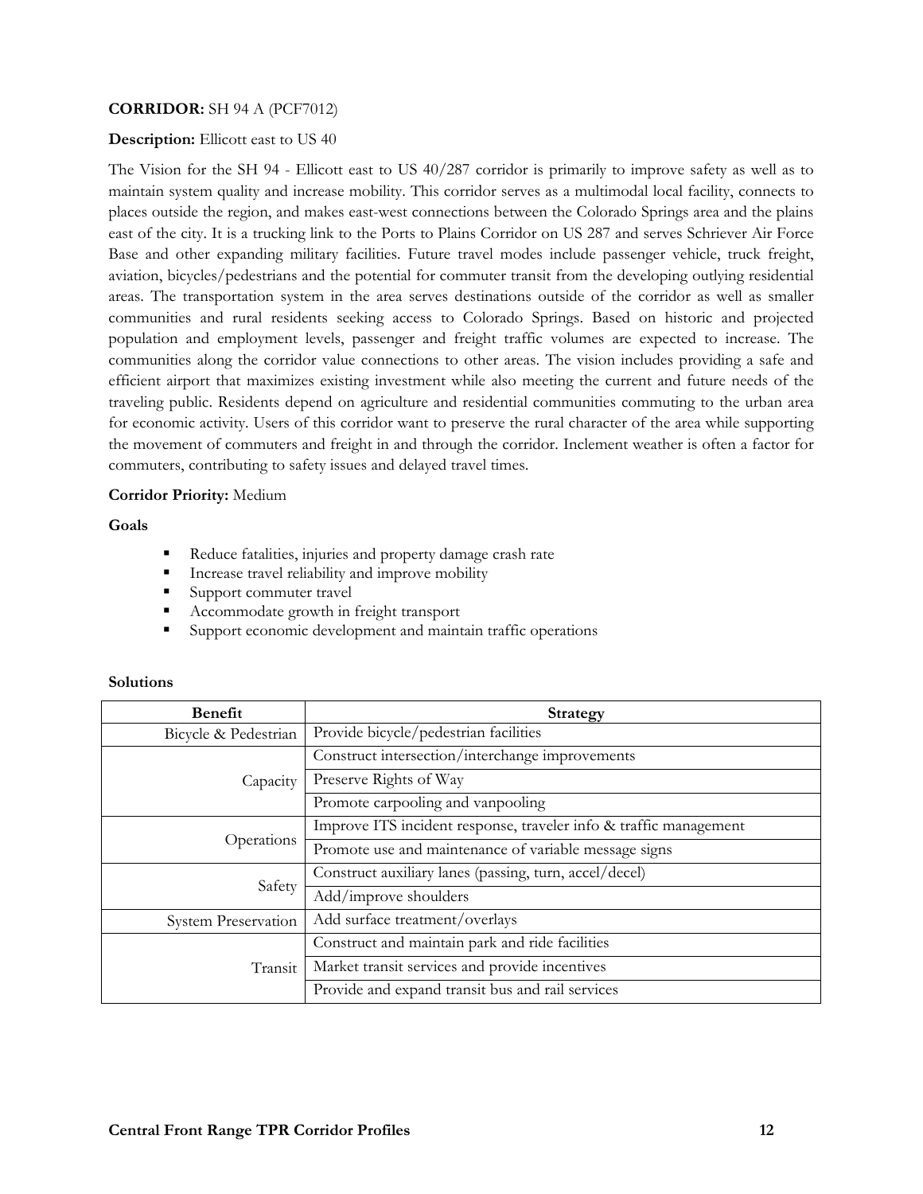**CORRIDOR:** SH 94 A (PCF7012)

**Description:** Ellicott east to US 40

The Vision for the SH 94 - Ellicott east to US 40/287 corridor is primarily to improve safety as well as to maintain system quality and increase mobility. This corridor serves as a multimodal local facility, connects to places outside the region, and makes east-west connections between the Colorado Springs area and the plains east of the city. It is a trucking link to the Ports to Plains Corridor on US 287 and serves Schriever Air Force Base and other expanding military facilities. Future travel modes include passenger vehicle, truck freight, aviation, bicycles/pedestrians and the potential for commuter transit from the developing outlying residential areas. The transportation system in the area serves destinations outside of the corridor as well as smaller communities and rural residents seeking access to Colorado Springs. Based on historic and projected population and employment levels, passenger and freight traffic volumes are expected to increase. The communities along the corridor value connections to other areas. The vision includes providing a safe and efficient airport that maximizes existing investment while also meeting the current and future needs of the traveling public. Residents depend on agriculture and residential communities commuting to the urban area for economic activity. Users of this corridor want to preserve the rural character of the area while supporting the movement of commuters and freight in and through the corridor. Inclement weather is often a factor for commuters, contributing to safety issues and delayed travel times.

**Corridor Priority:** Medium

**Goals**

- Reduce fatalities, injuries and property damage crash rate
- Increase travel reliability and improve mobility
- Support commuter travel
- Accommodate growth in freight transport
- Support economic development and maintain traffic operations

**Solutions**

| Benefit | Strategy |
|---|---|
| Bicycle & Pedestrian | Provide bicycle/pedestrian facilities |
| Capacity | Construct intersection/interchange improvements |
| | Preserve Rights of Way |
| | Promote carpooling and vanpooling |
| Operations | Improve ITS incident response, traveler info & traffic management |
| | Promote use and maintenance of variable message signs |
| Safety | Construct auxiliary lanes (passing, turn, accel/decel) |
| | Add/improve shoulders |
| System Preservation | Add surface treatment/overlays |
| Transit | Construct and maintain park and ride facilities |
| | Market transit services and provide incentives |
| | Provide and expand transit bus and rail services |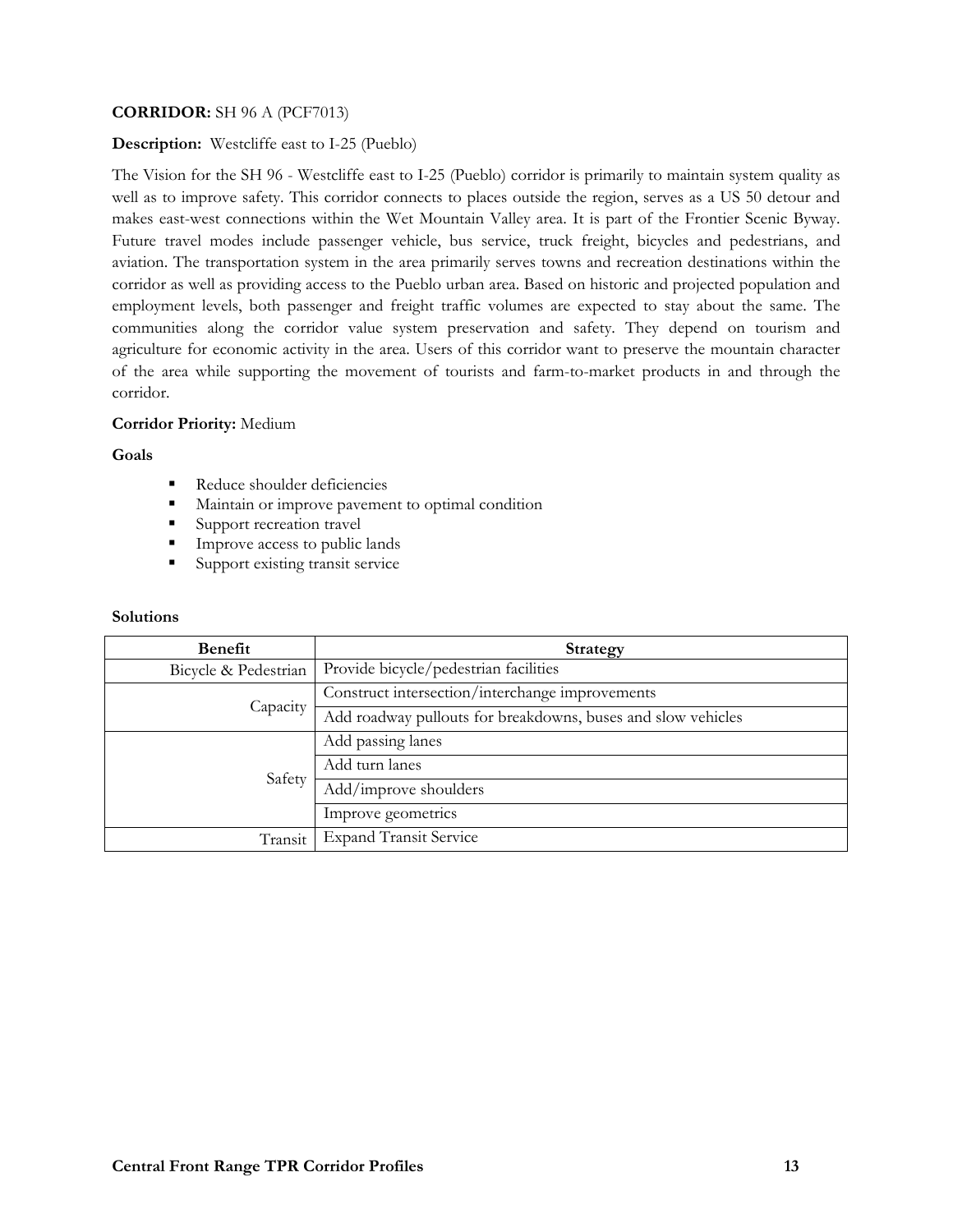**CORRIDOR:** SH 96 A (PCF7013)

**Description:** Westcliffe east to I-25 (Pueblo)

The Vision for the SH 96 - Westcliffe east to I-25 (Pueblo) corridor is primarily to maintain system quality as well as to improve safety. This corridor connects to places outside the region, serves as a US 50 detour and makes east-west connections within the Wet Mountain Valley area. It is part of the Frontier Scenic Byway. Future travel modes include passenger vehicle, bus service, truck freight, bicycles and pedestrians, and aviation. The transportation system in the area primarily serves towns and recreation destinations within the corridor as well as providing access to the Pueblo urban area. Based on historic and projected population and employment levels, both passenger and freight traffic volumes are expected to stay about the same. The communities along the corridor value system preservation and safety. They depend on tourism and agriculture for economic activity in the area. Users of this corridor want to preserve the mountain character of the area while supporting the movement of tourists and farm-to-market products in and through the corridor.

**Corridor Priority:** Medium

**Goals**

- Reduce shoulder deficiencies
- Maintain or improve pavement to optimal condition
- Support recreation travel
- Improve access to public lands
- Support existing transit service

**Solutions**

| Benefit | Strategy |
|---|---|
| Bicycle & Pedestrian | Provide bicycle/pedestrian facilities |
| Capacity | Construct intersection/interchange improvements |
| | Add roadway pullouts for breakdowns, buses and slow vehicles |
| Safety | Add passing lanes |
| | Add turn lanes |
| | Add/improve shoulders |
| | Improve geometrics |
| Transit | Expand Transit Service |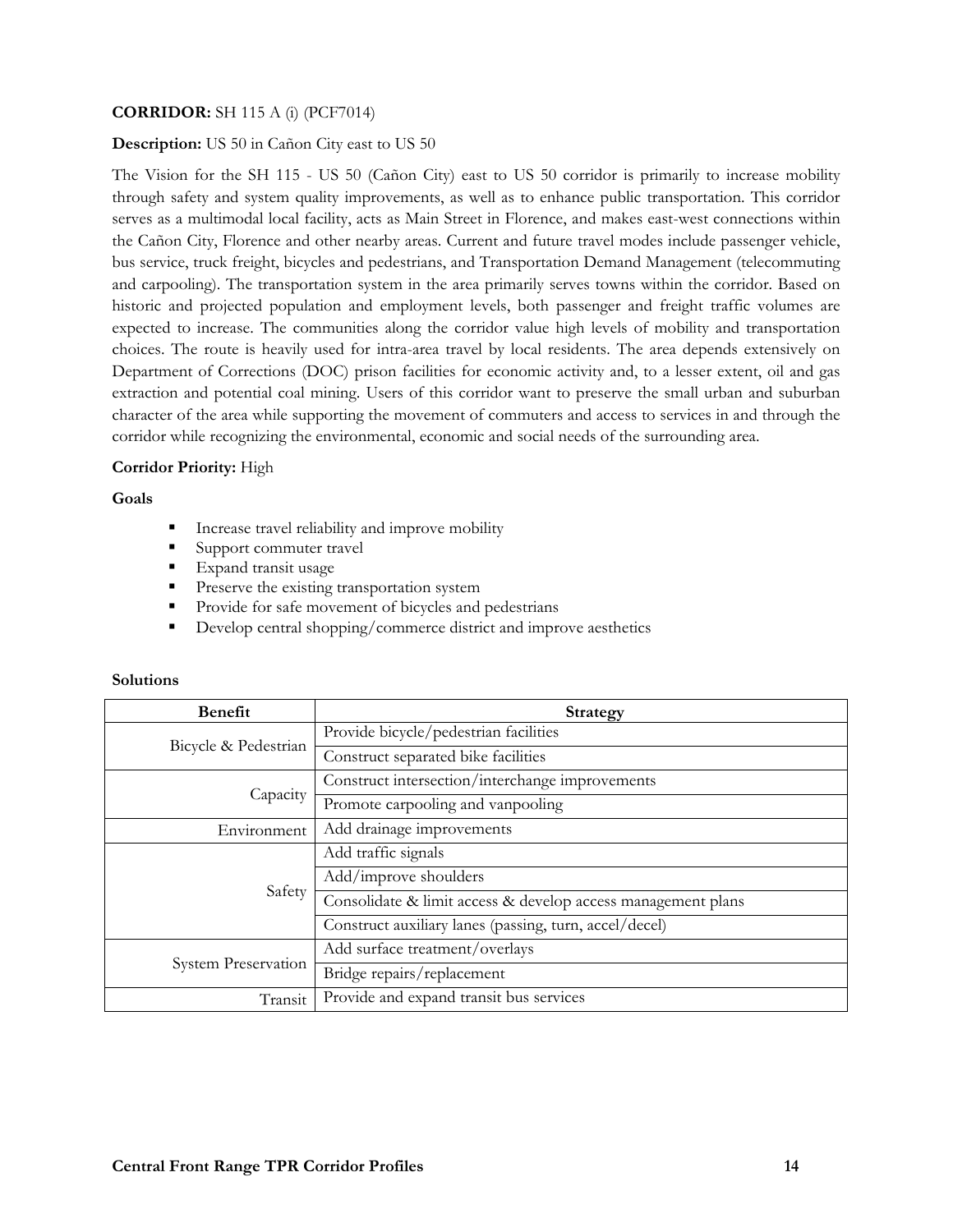**CORRIDOR:** SH 115 A (i) (PCF7014)

**Description:** US 50 in Cañon City east to US 50

The Vision for the SH 115 - US 50 (Cañon City) east to US 50 corridor is primarily to increase mobility through safety and system quality improvements, as well as to enhance public transportation. This corridor serves as a multimodal local facility, acts as Main Street in Florence, and makes east-west connections within the Cañon City, Florence and other nearby areas. Current and future travel modes include passenger vehicle, bus service, truck freight, bicycles and pedestrians, and Transportation Demand Management (telecommuting and carpooling). The transportation system in the area primarily serves towns within the corridor. Based on historic and projected population and employment levels, both passenger and freight traffic volumes are expected to increase. The communities along the corridor value high levels of mobility and transportation choices. The route is heavily used for intra-area travel by local residents. The area depends extensively on Department of Corrections (DOC) prison facilities for economic activity and, to a lesser extent, oil and gas extraction and potential coal mining. Users of this corridor want to preserve the small urban and suburban character of the area while supporting the movement of commuters and access to services in and through the corridor while recognizing the environmental, economic and social needs of the surrounding area.

**Corridor Priority:** High

**Goals**

- Increase travel reliability and improve mobility
- Support commuter travel
- Expand transit usage
- Preserve the existing transportation system
- Provide for safe movement of bicycles and pedestrians
- Develop central shopping/commerce district and improve aesthetics

**Solutions**

| Benefit | Strategy |
|---|---|
| Bicycle & Pedestrian | Provide bicycle/pedestrian facilities |
| | Construct separated bike facilities |
| Capacity | Construct intersection/interchange improvements |
| | Promote carpooling and vanpooling |
| Environment | Add drainage improvements |
| Safety | Add traffic signals |
| | Add/improve shoulders |
| | Consolidate & limit access & develop access management plans |
| | Construct auxiliary lanes (passing, turn, accel/decel) |
| System Preservation | Add surface treatment/overlays |
| | Bridge repairs/replacement |
| Transit | Provide and expand transit bus services |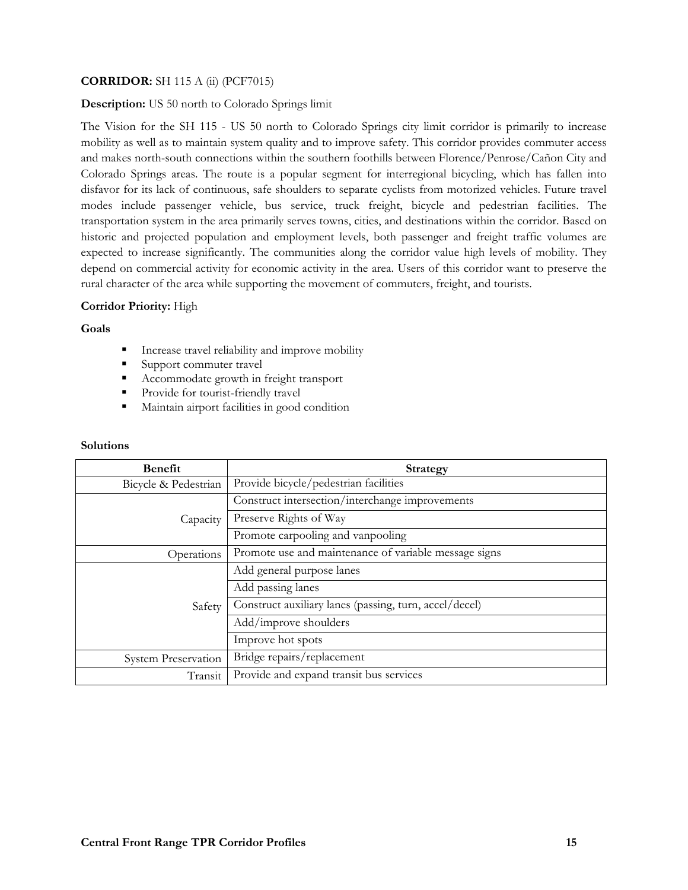**CORRIDOR:** SH 115 A (ii) (PCF7015)

**Description:** US 50 north to Colorado Springs limit

The Vision for the SH 115 - US 50 north to Colorado Springs city limit corridor is primarily to increase mobility as well as to maintain system quality and to improve safety. This corridor provides commuter access and makes north-south connections within the southern foothills between Florence/Penrose/Cañon City and Colorado Springs areas. The route is a popular segment for interregional bicycling, which has fallen into disfavor for its lack of continuous, safe shoulders to separate cyclists from motorized vehicles. Future travel modes include passenger vehicle, bus service, truck freight, bicycle and pedestrian facilities. The transportation system in the area primarily serves towns, cities, and destinations within the corridor. Based on historic and projected population and employment levels, both passenger and freight traffic volumes are expected to increase significantly. The communities along the corridor value high levels of mobility. They depend on commercial activity for economic activity in the area. Users of this corridor want to preserve the rural character of the area while supporting the movement of commuters, freight, and tourists.

**Corridor Priority:** High

**Goals**

- Increase travel reliability and improve mobility
- Support commuter travel
- Accommodate growth in freight transport
- Provide for tourist-friendly travel
- Maintain airport facilities in good condition

**Solutions**

| Benefit | Strategy |
|---|---|
| Bicycle & Pedestrian | Provide bicycle/pedestrian facilities |
| Capacity | Construct intersection/interchange improvements |
| | Preserve Rights of Way |
| | Promote carpooling and vanpooling |
| Operations | Promote use and maintenance of variable message signs |
| Safety | Add general purpose lanes |
| | Add passing lanes |
| | Construct auxiliary lanes (passing, turn, accel/decel) |
| | Add/improve shoulders |
| | Improve hot spots |
| System Preservation | Bridge repairs/replacement |
| Transit | Provide and expand transit bus services |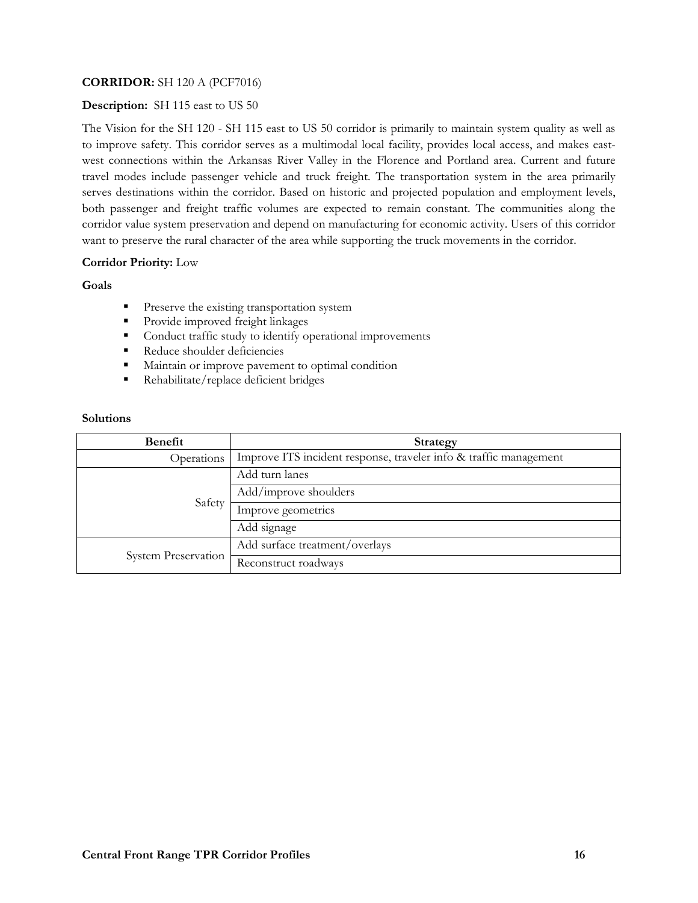**CORRIDOR:** SH 120 A (PCF7016)

**Description:** SH 115 east to US 50

The Vision for the SH 120 - SH 115 east to US 50 corridor is primarily to maintain system quality as well as to improve safety. This corridor serves as a multimodal local facility, provides local access, and makes east-west connections within the Arkansas River Valley in the Florence and Portland area. Current and future travel modes include passenger vehicle and truck freight. The transportation system in the area primarily serves destinations within the corridor. Based on historic and projected population and employment levels, both passenger and freight traffic volumes are expected to remain constant. The communities along the corridor value system preservation and depend on manufacturing for economic activity. Users of this corridor want to preserve the rural character of the area while supporting the truck movements in the corridor.

**Corridor Priority:** Low

**Goals**

- Preserve the existing transportation system
- Provide improved freight linkages
- Conduct traffic study to identify operational improvements
- Reduce shoulder deficiencies
- Maintain or improve pavement to optimal condition
- Rehabilitate/replace deficient bridges

**Solutions**

| Benefit | Strategy |
|---|---|
| Operations | Improve ITS incident response, traveler info & traffic management |
| Safety | Add turn lanes |
| | Add/improve shoulders |
| | Improve geometrics |
| | Add signage |
| System Preservation | Add surface treatment/overlays |
| | Reconstruct roadways |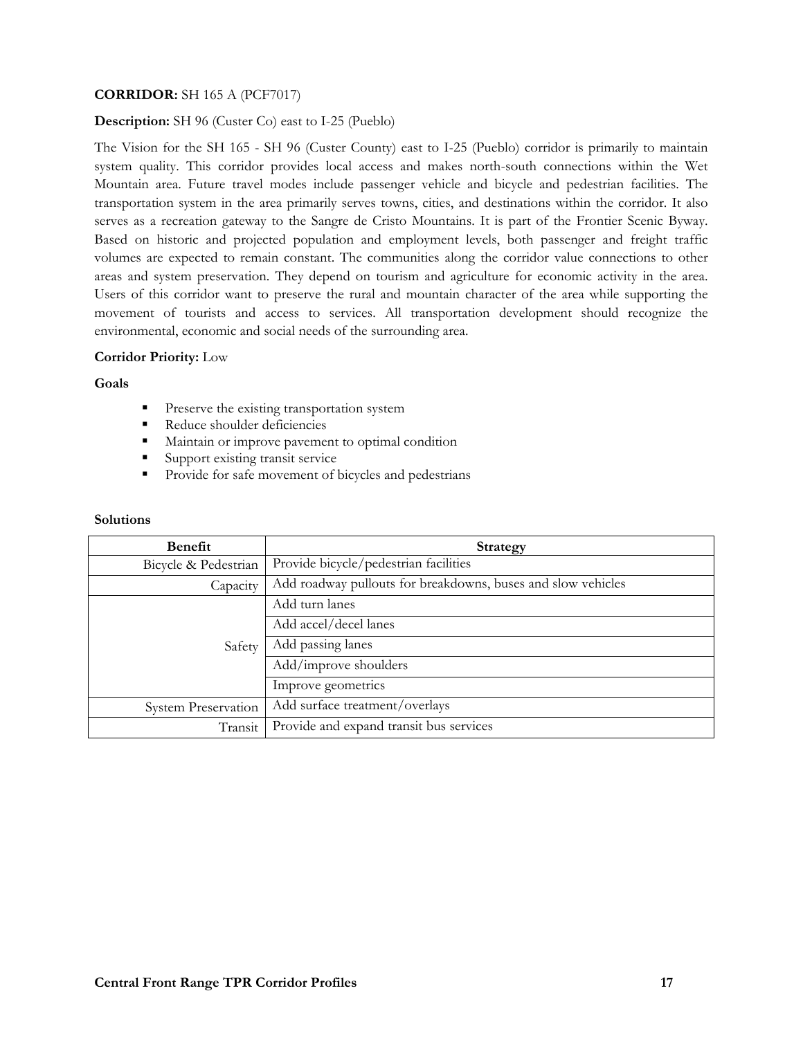**CORRIDOR:** SH 165 A (PCF7017)

**Description:** SH 96 (Custer Co) east to I-25 (Pueblo)

The Vision for the SH 165 - SH 96 (Custer County) east to I-25 (Pueblo) corridor is primarily to maintain system quality. This corridor provides local access and makes north-south connections within the Wet Mountain area. Future travel modes include passenger vehicle and bicycle and pedestrian facilities. The transportation system in the area primarily serves towns, cities, and destinations within the corridor. It also serves as a recreation gateway to the Sangre de Cristo Mountains. It is part of the Frontier Scenic Byway. Based on historic and projected population and employment levels, both passenger and freight traffic volumes are expected to remain constant. The communities along the corridor value connections to other areas and system preservation. They depend on tourism and agriculture for economic activity in the area. Users of this corridor want to preserve the rural and mountain character of the area while supporting the movement of tourists and access to services. All transportation development should recognize the environmental, economic and social needs of the surrounding area.

**Corridor Priority:** Low

**Goals**

- Preserve the existing transportation system
- Reduce shoulder deficiencies
- Maintain or improve pavement to optimal condition
- Support existing transit service
- Provide for safe movement of bicycles and pedestrians

**Solutions**

| Benefit | Strategy |
|---:|---|
| Bicycle & Pedestrian | Provide bicycle/pedestrian facilities |
| Capacity | Add roadway pullouts for breakdowns, buses and slow vehicles |
| Safety | Add turn lanes |
| | Add accel/decel lanes |
| | Add passing lanes |
| | Add/improve shoulders |
| | Improve geometrics |
| System Preservation | Add surface treatment/overlays |
| Transit | Provide and expand transit bus services |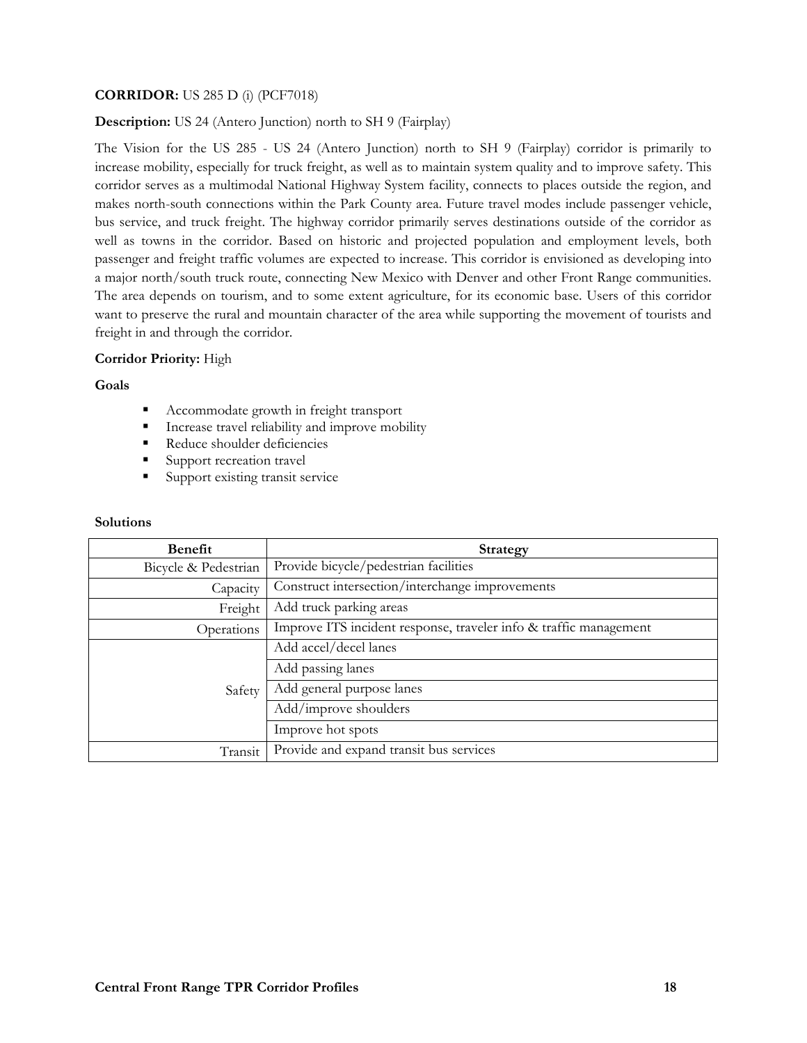**CORRIDOR:** US 285 D (i) (PCF7018)

**Description:** US 24 (Antero Junction) north to SH 9 (Fairplay)

The Vision for the US 285 - US 24 (Antero Junction) north to SH 9 (Fairplay) corridor is primarily to increase mobility, especially for truck freight, as well as to maintain system quality and to improve safety. This corridor serves as a multimodal National Highway System facility, connects to places outside the region, and makes north-south connections within the Park County area. Future travel modes include passenger vehicle, bus service, and truck freight. The highway corridor primarily serves destinations outside of the corridor as well as towns in the corridor. Based on historic and projected population and employment levels, both passenger and freight traffic volumes are expected to increase. This corridor is envisioned as developing into a major north/south truck route, connecting New Mexico with Denver and other Front Range communities. The area depends on tourism, and to some extent agriculture, for its economic base. Users of this corridor want to preserve the rural and mountain character of the area while supporting the movement of tourists and freight in and through the corridor.

**Corridor Priority:** High

**Goals**

- Accommodate growth in freight transport
- Increase travel reliability and improve mobility
- Reduce shoulder deficiencies
- Support recreation travel
- Support existing transit service

**Solutions**

| Benefit | Strategy |
|---|---|
| Bicycle & Pedestrian | Provide bicycle/pedestrian facilities |
| Capacity | Construct intersection/interchange improvements |
| Freight | Add truck parking areas |
| Operations | Improve ITS incident response, traveler info & traffic management |
| Safety | Add accel/decel lanes |
| | Add passing lanes |
| | Add general purpose lanes |
| | Add/improve shoulders |
| | Improve hot spots |
| Transit | Provide and expand transit bus services |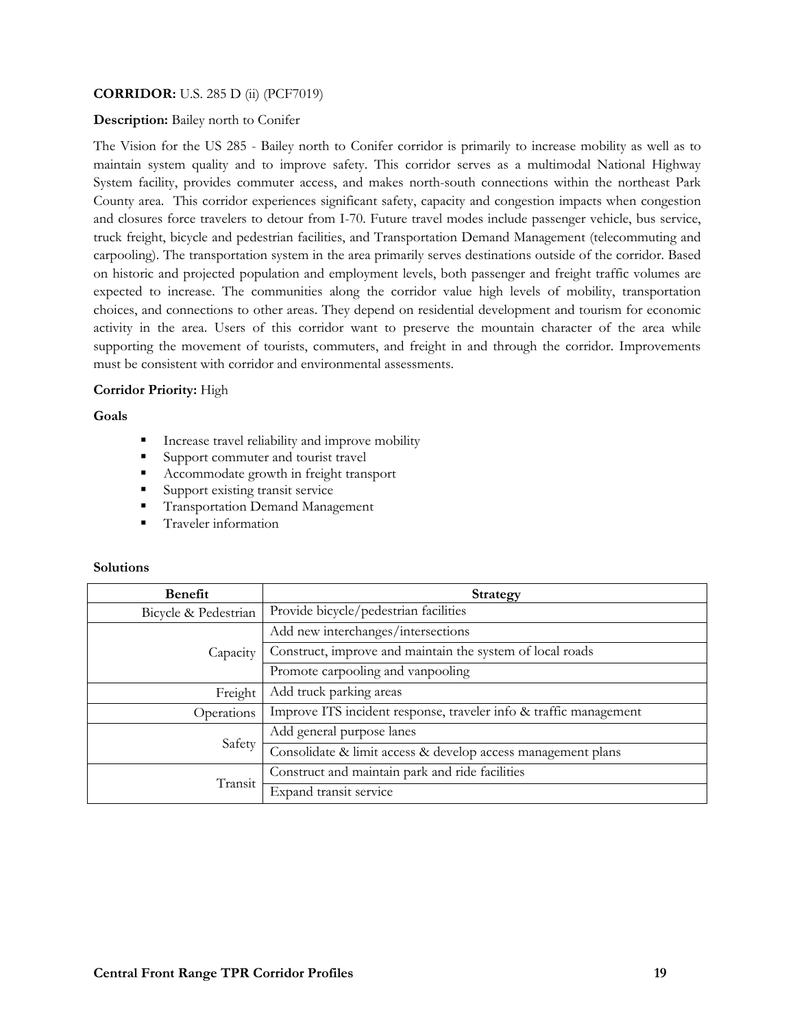**CORRIDOR:** U.S. 285 D (ii) (PCF7019)

**Description:** Bailey north to Conifer

The Vision for the US 285 - Bailey north to Conifer corridor is primarily to increase mobility as well as to maintain system quality and to improve safety. This corridor serves as a multimodal National Highway System facility, provides commuter access, and makes north-south connections within the northeast Park County area. This corridor experiences significant safety, capacity and congestion impacts when congestion and closures force travelers to detour from I-70. Future travel modes include passenger vehicle, bus service, truck freight, bicycle and pedestrian facilities, and Transportation Demand Management (telecommuting and carpooling). The transportation system in the area primarily serves destinations outside of the corridor. Based on historic and projected population and employment levels, both passenger and freight traffic volumes are expected to increase. The communities along the corridor value high levels of mobility, transportation choices, and connections to other areas. They depend on residential development and tourism for economic activity in the area. Users of this corridor want to preserve the mountain character of the area while supporting the movement of tourists, commuters, and freight in and through the corridor. Improvements must be consistent with corridor and environmental assessments.

**Corridor Priority:** High

**Goals**

- Increase travel reliability and improve mobility
- Support commuter and tourist travel
- Accommodate growth in freight transport
- Support existing transit service
- Transportation Demand Management
- Traveler information

**Solutions**

| Benefit | Strategy |
|---|---|
| Bicycle & Pedestrian | Provide bicycle/pedestrian facilities |
| Capacity | Add new interchanges/intersections |
| | Construct, improve and maintain the system of local roads |
| | Promote carpooling and vanpooling |
| Freight | Add truck parking areas |
| Operations | Improve ITS incident response, traveler info & traffic management |
| Safety | Add general purpose lanes |
| | Consolidate & limit access & develop access management plans |
| Transit | Construct and maintain park and ride facilities |
| | Expand transit service |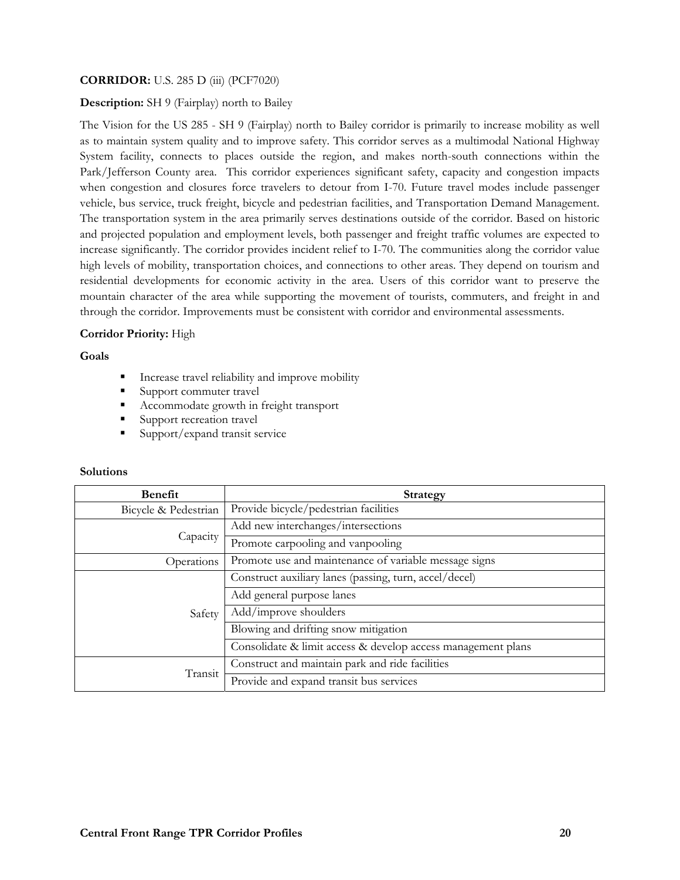**CORRIDOR:** U.S. 285 D (iii) (PCF7020)

**Description:** SH 9 (Fairplay) north to Bailey

The Vision for the US 285 - SH 9 (Fairplay) north to Bailey corridor is primarily to increase mobility as well as to maintain system quality and to improve safety. This corridor serves as a multimodal National Highway System facility, connects to places outside the region, and makes north-south connections within the Park/Jefferson County area. This corridor experiences significant safety, capacity and congestion impacts when congestion and closures force travelers to detour from I-70. Future travel modes include passenger vehicle, bus service, truck freight, bicycle and pedestrian facilities, and Transportation Demand Management. The transportation system in the area primarily serves destinations outside of the corridor. Based on historic and projected population and employment levels, both passenger and freight traffic volumes are expected to increase significantly. The corridor provides incident relief to I-70. The communities along the corridor value high levels of mobility, transportation choices, and connections to other areas. They depend on tourism and residential developments for economic activity in the area. Users of this corridor want to preserve the mountain character of the area while supporting the movement of tourists, commuters, and freight in and through the corridor. Improvements must be consistent with corridor and environmental assessments.

**Corridor Priority:** High

**Goals**

- Increase travel reliability and improve mobility
- Support commuter travel
- Accommodate growth in freight transport
- Support recreation travel
- Support/expand transit service

**Solutions**

| Benefit | Strategy |
|---|---|
| Bicycle & Pedestrian | Provide bicycle/pedestrian facilities |
| Capacity | Add new interchanges/intersections |
| | Promote carpooling and vanpooling |
| Operations | Promote use and maintenance of variable message signs |
| Safety | Construct auxiliary lanes (passing, turn, accel/decel) |
| | Add general purpose lanes |
| | Add/improve shoulders |
| | Blowing and drifting snow mitigation |
| | Consolidate & limit access & develop access management plans |
| Transit | Construct and maintain park and ride facilities |
| | Provide and expand transit bus services |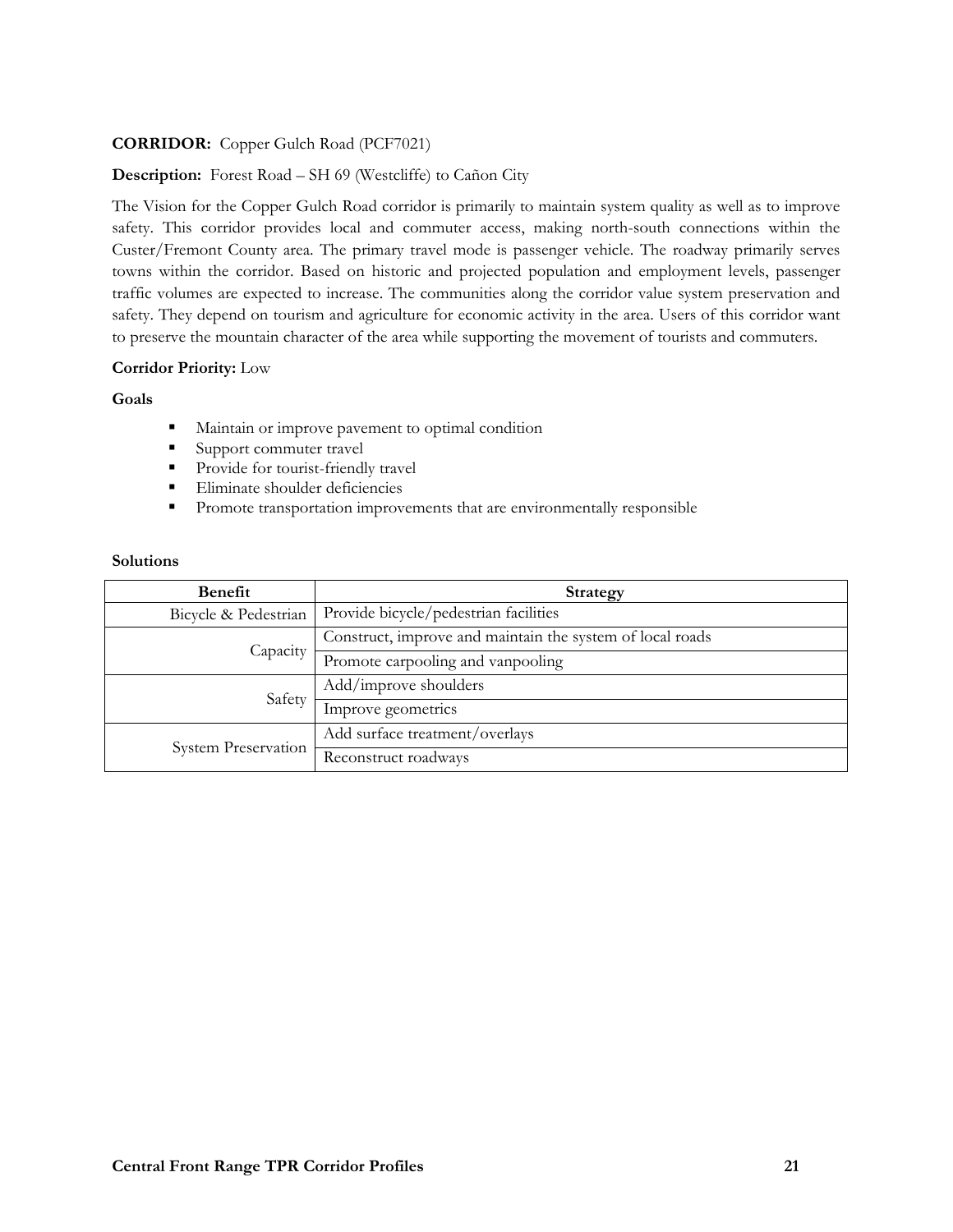**CORRIDOR:** Copper Gulch Road (PCF7021)

**Description:** Forest Road – SH 69 (Westcliffe) to Cañon City

The Vision for the Copper Gulch Road corridor is primarily to maintain system quality as well as to improve safety. This corridor provides local and commuter access, making north-south connections within the Custer/Fremont County area. The primary travel mode is passenger vehicle. The roadway primarily serves towns within the corridor. Based on historic and projected population and employment levels, passenger traffic volumes are expected to increase. The communities along the corridor value system preservation and safety. They depend on tourism and agriculture for economic activity in the area. Users of this corridor want to preserve the mountain character of the area while supporting the movement of tourists and commuters.

**Corridor Priority:** Low

**Goals**

- Maintain or improve pavement to optimal condition
- Support commuter travel
- Provide for tourist-friendly travel
- Eliminate shoulder deficiencies
- Promote transportation improvements that are environmentally responsible

**Solutions**

| Benefit | Strategy |
|---|---|
| Bicycle & Pedestrian | Provide bicycle/pedestrian facilities |
| Capacity | Construct, improve and maintain the system of local roads |
| | Promote carpooling and vanpooling |
| Safety | Add/improve shoulders |
| | Improve geometrics |
| System Preservation | Add surface treatment/overlays |
| | Reconstruct roadways |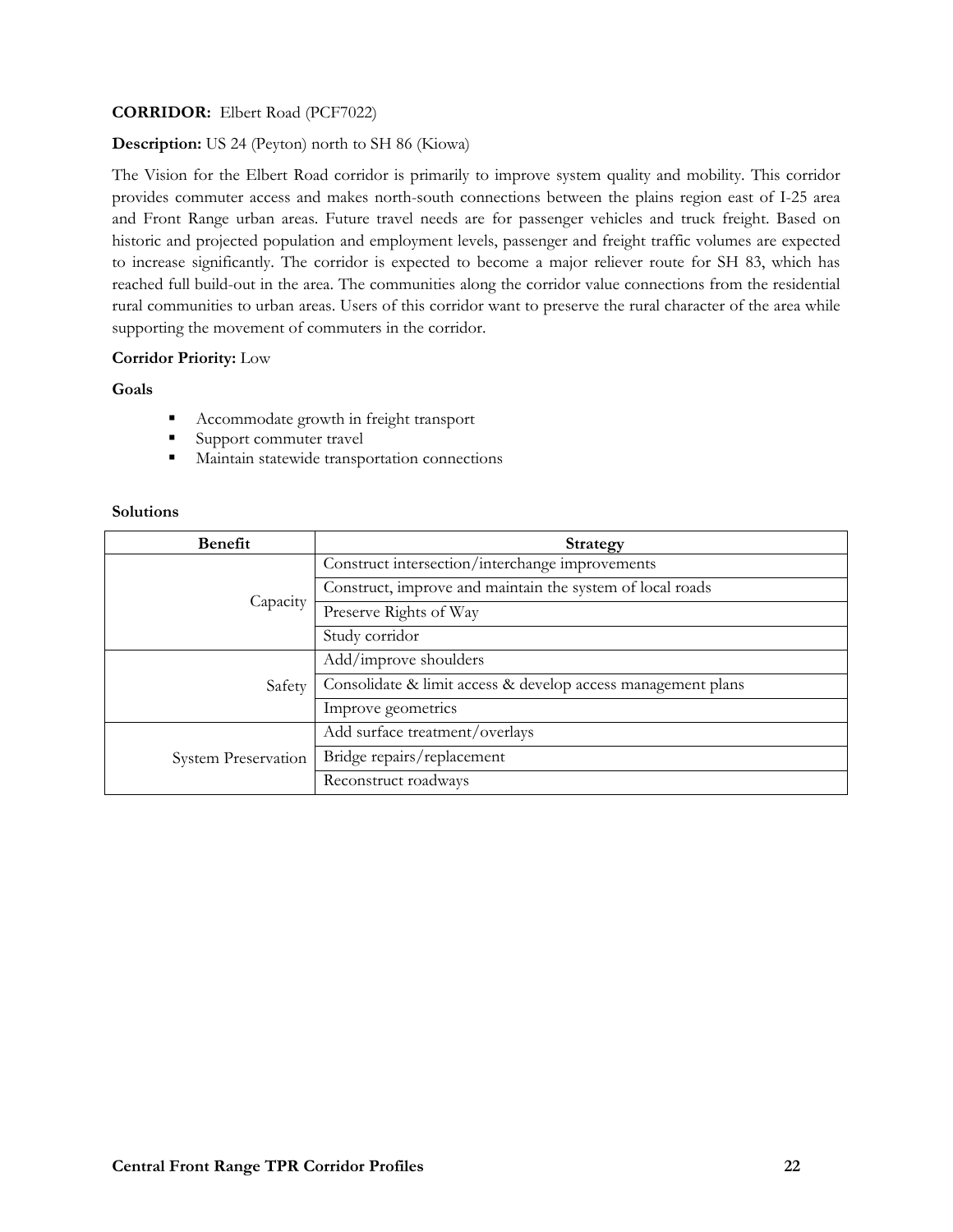**CORRIDOR:** Elbert Road (PCF7022)

**Description:** US 24 (Peyton) north to SH 86 (Kiowa)

The Vision for the Elbert Road corridor is primarily to improve system quality and mobility. This corridor provides commuter access and makes north-south connections between the plains region east of I-25 area and Front Range urban areas. Future travel needs are for passenger vehicles and truck freight. Based on historic and projected population and employment levels, passenger and freight traffic volumes are expected to increase significantly. The corridor is expected to become a major reliever route for SH 83, which has reached full build-out in the area. The communities along the corridor value connections from the residential rural communities to urban areas. Users of this corridor want to preserve the rural character of the area while supporting the movement of commuters in the corridor.

**Corridor Priority:** Low

**Goals**

- Accommodate growth in freight transport
- Support commuter travel
- Maintain statewide transportation connections

**Solutions**

| Benefit | Strategy |
|---|---|
| Capacity | Construct intersection/interchange improvements |
| | Construct, improve and maintain the system of local roads |
| | Preserve Rights of Way |
| | Study corridor |
| Safety | Add/improve shoulders |
| | Consolidate & limit access & develop access management plans |
| | Improve geometrics |
| System Preservation | Add surface treatment/overlays |
| | Bridge repairs/replacement |
| | Reconstruct roadways |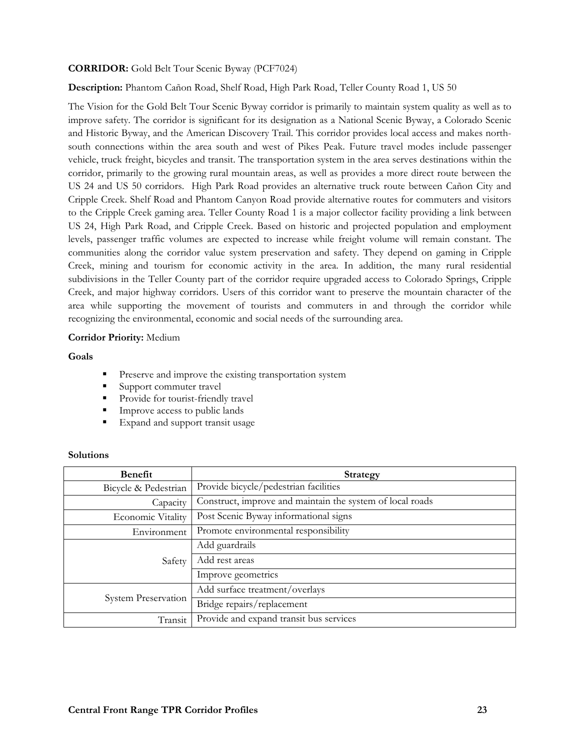**CORRIDOR:** Gold Belt Tour Scenic Byway (PCF7024)

**Description:** Phantom Cañon Road, Shelf Road, High Park Road, Teller County Road 1, US 50

The Vision for the Gold Belt Tour Scenic Byway corridor is primarily to maintain system quality as well as to improve safety. The corridor is significant for its designation as a National Scenic Byway, a Colorado Scenic and Historic Byway, and the American Discovery Trail. This corridor provides local access and makes north-south connections within the area south and west of Pikes Peak. Future travel modes include passenger vehicle, truck freight, bicycles and transit. The transportation system in the area serves destinations within the corridor, primarily to the growing rural mountain areas, as well as provides a more direct route between the US 24 and US 50 corridors. High Park Road provides an alternative truck route between Cañon City and Cripple Creek. Shelf Road and Phantom Canyon Road provide alternative routes for commuters and visitors to the Cripple Creek gaming area. Teller County Road 1 is a major collector facility providing a link between US 24, High Park Road, and Cripple Creek. Based on historic and projected population and employment levels, passenger traffic volumes are expected to increase while freight volume will remain constant. The communities along the corridor value system preservation and safety. They depend on gaming in Cripple Creek, mining and tourism for economic activity in the area. In addition, the many rural residential subdivisions in the Teller County part of the corridor require upgraded access to Colorado Springs, Cripple Creek, and major highway corridors. Users of this corridor want to preserve the mountain character of the area while supporting the movement of tourists and commuters in and through the corridor while recognizing the environmental, economic and social needs of the surrounding area.

**Corridor Priority:** Medium

**Goals**

- Preserve and improve the existing transportation system
- Support commuter travel
- Provide for tourist-friendly travel
- Improve access to public lands
- Expand and support transit usage

**Solutions**

| Benefit | Strategy |
|---|---|
| Bicycle & Pedestrian | Provide bicycle/pedestrian facilities |
| Capacity | Construct, improve and maintain the system of local roads |
| Economic Vitality | Post Scenic Byway informational signs |
| Environment | Promote environmental responsibility |
| Safety | Add guardrails |
| | Add rest areas |
| | Improve geometrics |
| System Preservation | Add surface treatment/overlays |
| | Bridge repairs/replacement |
| Transit | Provide and expand transit bus services |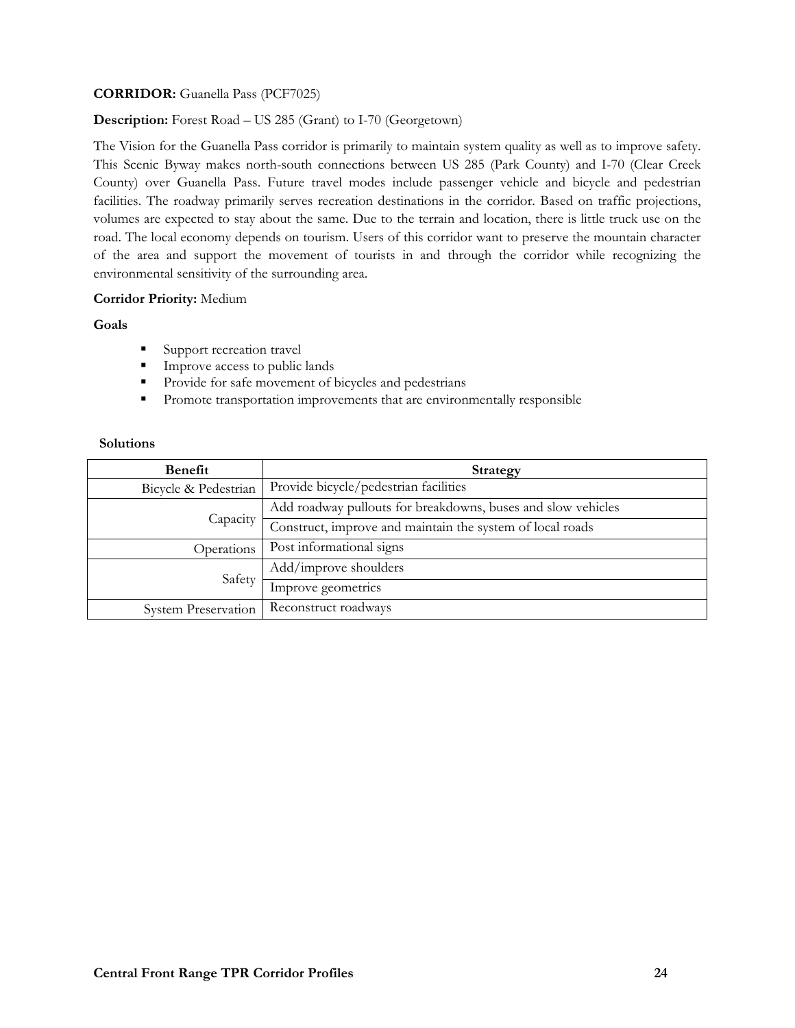**CORRIDOR:** Guanella Pass (PCF7025)

**Description:** Forest Road – US 285 (Grant) to I-70 (Georgetown)

The Vision for the Guanella Pass corridor is primarily to maintain system quality as well as to improve safety. This Scenic Byway makes north-south connections between US 285 (Park County) and I-70 (Clear Creek County) over Guanella Pass. Future travel modes include passenger vehicle and bicycle and pedestrian facilities. The roadway primarily serves recreation destinations in the corridor. Based on traffic projections, volumes are expected to stay about the same. Due to the terrain and location, there is little truck use on the road. The local economy depends on tourism. Users of this corridor want to preserve the mountain character of the area and support the movement of tourists in and through the corridor while recognizing the environmental sensitivity of the surrounding area.

**Corridor Priority:** Medium

**Goals**

- Support recreation travel
- Improve access to public lands
- Provide for safe movement of bicycles and pedestrians
- Promote transportation improvements that are environmentally responsible

**Solutions**

| Benefit | Strategy |
|---|---|
| Bicycle & Pedestrian | Provide bicycle/pedestrian facilities |
| Capacity | Add roadway pullouts for breakdowns, buses and slow vehicles |
| | Construct, improve and maintain the system of local roads |
| Operations | Post informational signs |
| Safety | Add/improve shoulders |
| | Improve geometrics |
| System Preservation | Reconstruct roadways |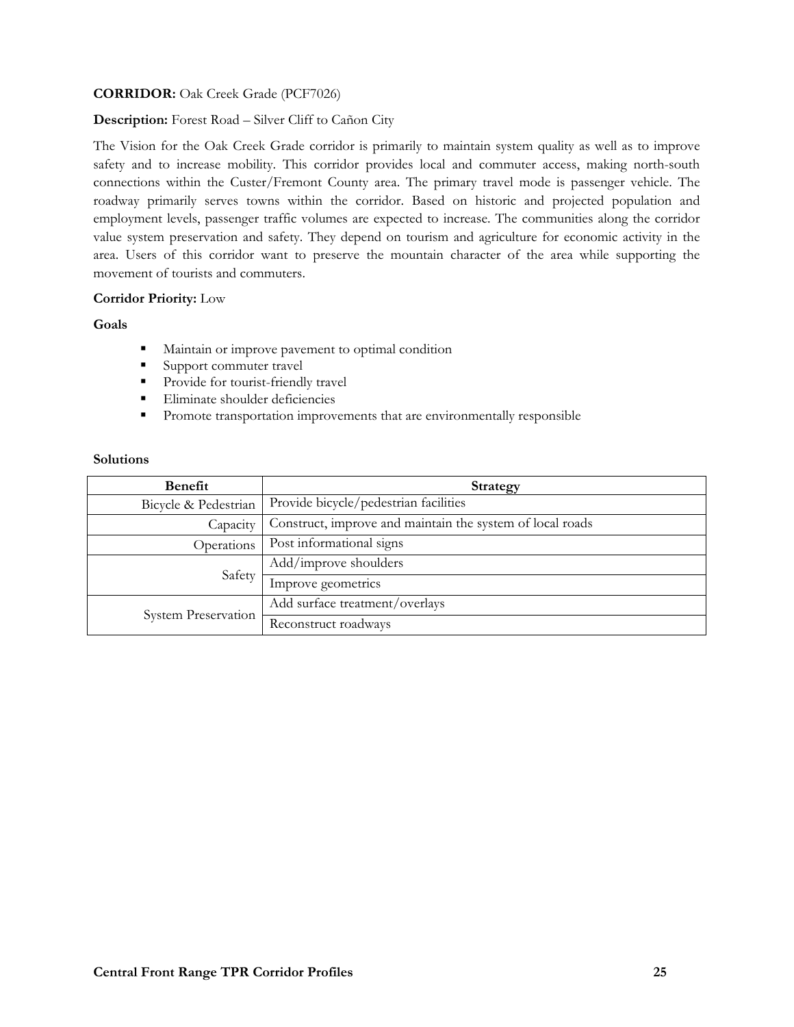**CORRIDOR:** Oak Creek Grade (PCF7026)

**Description:** Forest Road – Silver Cliff to Cañon City

The Vision for the Oak Creek Grade corridor is primarily to maintain system quality as well as to improve safety and to increase mobility. This corridor provides local and commuter access, making north-south connections within the Custer/Fremont County area. The primary travel mode is passenger vehicle. The roadway primarily serves towns within the corridor. Based on historic and projected population and employment levels, passenger traffic volumes are expected to increase. The communities along the corridor value system preservation and safety. They depend on tourism and agriculture for economic activity in the area. Users of this corridor want to preserve the mountain character of the area while supporting the movement of tourists and commuters.

**Corridor Priority:** Low

**Goals**

- Maintain or improve pavement to optimal condition
- Support commuter travel
- Provide for tourist-friendly travel
- Eliminate shoulder deficiencies
- Promote transportation improvements that are environmentally responsible

**Solutions**

| Benefit | Strategy |
|---|---|
| Bicycle & Pedestrian | Provide bicycle/pedestrian facilities |
| Capacity | Construct, improve and maintain the system of local roads |
| Operations | Post informational signs |
| Safety | Add/improve shoulders |
| | Improve geometrics |
| System Preservation | Add surface treatment/overlays |
| | Reconstruct roadways |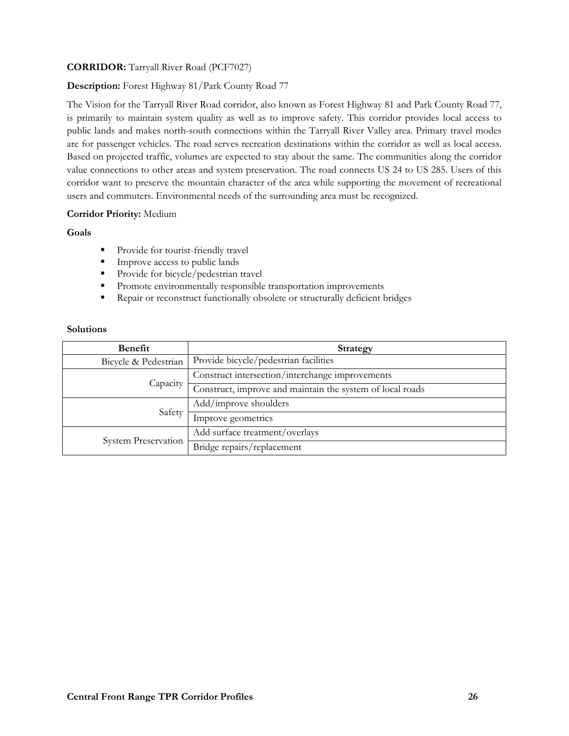**CORRIDOR:** Tarryall River Road (PCF7027)

**Description:** Forest Highway 81/Park County Road 77

The Vision for the Tarryall River Road corridor, also known as Forest Highway 81 and Park County Road 77, is primarily to maintain system quality as well as to improve safety. This corridor provides local access to public lands and makes north-south connections within the Tarryall River Valley area. Primary travel modes are for passenger vehicles. The road serves recreation destinations within the corridor as well as local access. Based on projected traffic, volumes are expected to stay about the same. The communities along the corridor value connections to other areas and system preservation. The road connects US 24 to US 285. Users of this corridor want to preserve the mountain character of the area while supporting the movement of recreational users and commuters. Environmental needs of the surrounding area must be recognized.

**Corridor Priority:** Medium

**Goals**

- Provide for tourist-friendly travel
- Improve access to public lands
- Provide for bicycle/pedestrian travel
- Promote environmentally responsible transportation improvements
- Repair or reconstruct functionally obsolete or structurally deficient bridges

**Solutions**

| Benefit | Strategy |
|---|---|
| Bicycle & Pedestrian | Provide bicycle/pedestrian facilities |
| Capacity | Construct intersection/interchange improvements |
| | Construct, improve and maintain the system of local roads |
| Safety | Add/improve shoulders |
| | Improve geometrics |
| System Preservation | Add surface treatment/overlays |
| | Bridge repairs/replacement |